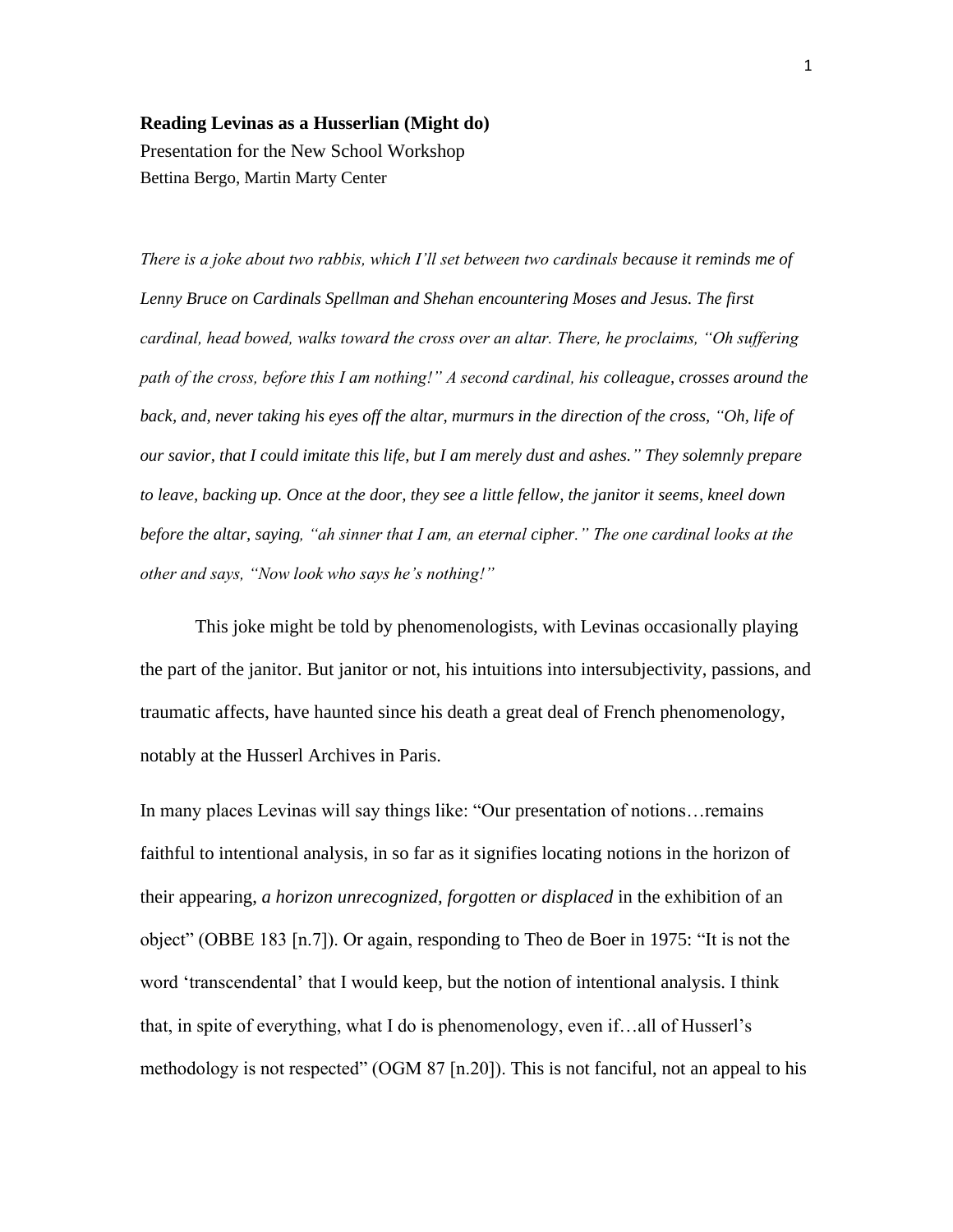**Reading Levinas as a Husserlian (Might do)**

Presentation for the New School Workshop

Bettina Bergo, Martin Marty Center

*There is a joke about two rabbis, which I'll set between two cardinals because it reminds me of Lenny Bruce on Cardinals Spellman and Shehan encountering Moses and Jesus. The first cardinal, head bowed, walks toward the cross over an altar. There, he proclaims, "Oh suffering path of the cross, before this I am nothing!" A second cardinal, his colleague, crosses around the back, and, never taking his eyes off the altar, murmurs in the direction of the cross, "Oh, life of our savior, that I could imitate this life, but I am merely dust and ashes." They solemnly prepare to leave, backing up. Once at the door, they see a little fellow, the janitor it seems, kneel down before the altar, saying, "ah sinner that I am, an eternal cipher." The one cardinal looks at the other and says, "Now look who says he's nothing!"*

This joke might be told by phenomenologists, with Levinas occasionally playing the part of the janitor. But janitor or not, his intuitions into intersubjectivity, passions, and traumatic affects, have haunted since his death a great deal of French phenomenology, notably at the Husserl Archives in Paris.

In many places Levinas will say things like: "Our presentation of notions…remains faithful to intentional analysis, in so far as it signifies locating notions in the horizon of their appearing, *a horizon unrecognized, forgotten or displaced* in the exhibition of an object" (OBBE 183 [n.7]). Or again, responding to Theo de Boer in 1975: "It is not the word 'transcendental' that I would keep, but the notion of intentional analysis. I think that, in spite of everything, what I do is phenomenology, even if…all of Husserl's methodology is not respected" (OGM 87 [n.20]). This is not fanciful, not an appeal to his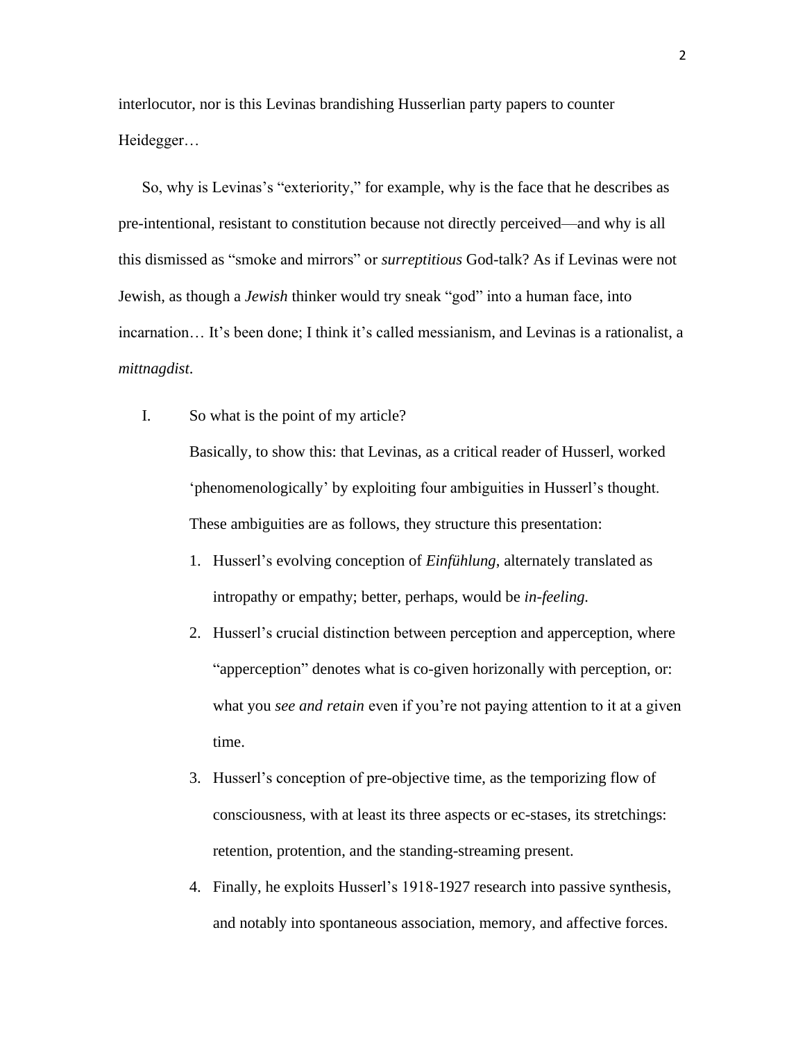interlocutor, nor is this Levinas brandishing Husserlian party papers to counter Heidegger…

So, why is Levinas's "exteriority," for example, why is the face that he describes as pre-intentional, resistant to constitution because not directly perceived—and why is all this dismissed as "smoke and mirrors" or *surreptitious* God-talk? As if Levinas were not Jewish, as though a *Jewish* thinker would try sneak "god" into a human face, into incarnation… It's been done; I think it's called messianism, and Levinas is a rationalist, a *mittnagdist*.

I. So what is the point of my article?

Basically, to show this: that Levinas, as a critical reader of Husserl, worked 'phenomenologically' by exploiting four ambiguities in Husserl's thought. These ambiguities are as follows, they structure this presentation:

1. Husserl's evolving conception of *Einfühlung*, alternately translated as intropathy or empathy; better, perhaps, would be *in-feeling.*
2. Husserl's crucial distinction between perception and apperception, where "apperception" denotes what is co-given horizonally with perception, or: what you *see and retain* even if you're not paying attention to it at a given time.
3. Husserl's conception of pre-objective time, as the temporizing flow of consciousness, with at least its three aspects or ec-stases, its stretchings: retention, protention, and the standing-streaming present.
4. Finally, he exploits Husserl's 1918-1927 research into passive synthesis, and notably into spontaneous association, memory, and affective forces.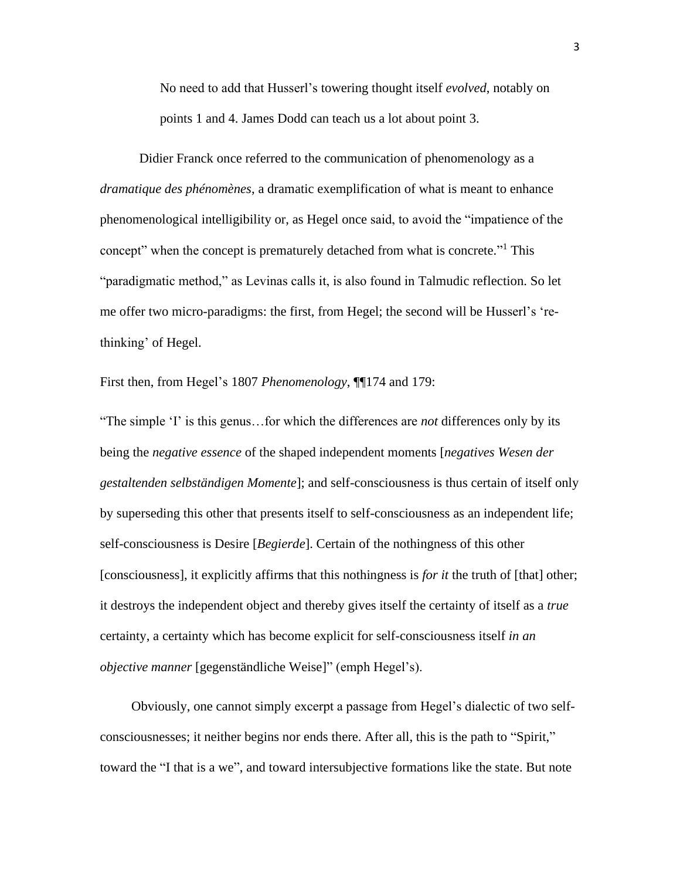No need to add that Husserl's towering thought itself *evolved*, notably on points 1 and 4. James Dodd can teach us a lot about point 3.

Didier Franck once referred to the communication of phenomenology as a *dramatique des phénomènes*, a dramatic exemplification of what is meant to enhance phenomenological intelligibility or, as Hegel once said, to avoid the "impatience of the concept" when the concept is prematurely detached from what is concrete."[1] This "paradigmatic method," as Levinas calls it, is also found in Talmudic reflection. So let me offer two micro-paradigms: the first, from Hegel; the second will be Husserl's 're-thinking' of Hegel.

First then, from Hegel's 1807 *Phenomenology*, ¶¶174 and 179:

"The simple 'I' is this genus…for which the differences are *not* differences only by its being the *negative essence* of the shaped independent moments [*negatives Wesen der gestaltenden selbständigen Momente*]; and self-consciousness is thus certain of itself only by superseding this other that presents itself to self-consciousness as an independent life; self-consciousness is Desire [*Begierde*]. Certain of the nothingness of this other [consciousness], it explicitly affirms that this nothingness is *for it* the truth of [that] other; it destroys the independent object and thereby gives itself the certainty of itself as a *true* certainty, a certainty which has become explicit for self-consciousness itself *in an objective manner* [gegenständliche Weise]" (emph Hegel's).

Obviously, one cannot simply excerpt a passage from Hegel's dialectic of two self-consciousnesses; it neither begins nor ends there. After all, this is the path to "Spirit," toward the "I that is a we", and toward intersubjective formations like the state. But note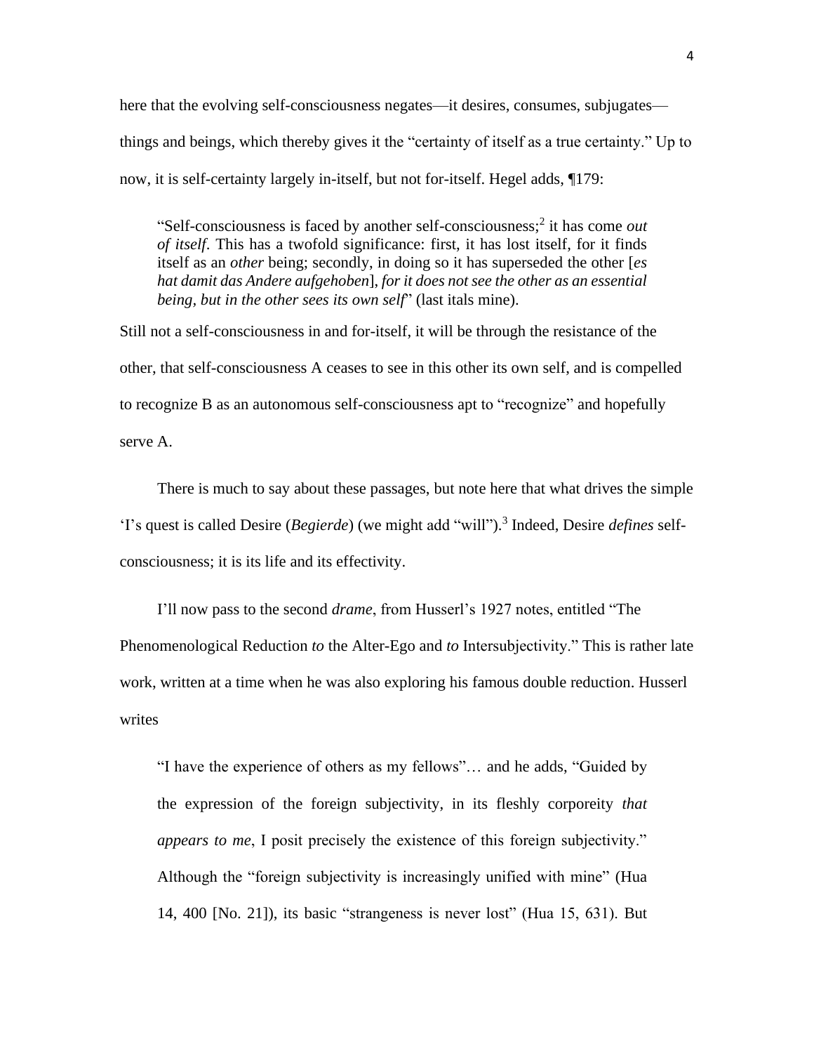here that the evolving self-consciousness negates—it desires, consumes, subjugates—things and beings, which thereby gives it the "certainty of itself as a true certainty." Up to now, it is self-certainty largely in-itself, but not for-itself. Hegel adds, ¶179:

> "Self-consciousness is faced by another self-consciousness;[2] it has come *out of itself*. This has a twofold significance: first, it has lost itself, for it finds itself as an *other* being; secondly, in doing so it has superseded the other [*es hat damit das Andere aufgehoben*], *for it does not see the other as an essential being, but in the other sees its own self*" (last itals mine).

Still not a self-consciousness in and for-itself, it will be through the resistance of the other, that self-consciousness A ceases to see in this other its own self, and is compelled to recognize B as an autonomous self-consciousness apt to "recognize" and hopefully serve A.

There is much to say about these passages, but note here that what drives the simple 'I's quest is called Desire (*Begierde*) (we might add "will").[3] Indeed, Desire *defines* self-consciousness; it is its life and its effectivity.

I'll now pass to the second *drame*, from Husserl's 1927 notes, entitled "The Phenomenological Reduction *to* the Alter-Ego and *to* Intersubjectivity." This is rather late work, written at a time when he was also exploring his famous double reduction. Husserl writes

> "I have the experience of others as my fellows"… and he adds, "Guided by the expression of the foreign subjectivity, in its fleshly corporeity *that appears to me*, I posit precisely the existence of this foreign subjectivity." Although the "foreign subjectivity is increasingly unified with mine" (Hua 14, 400 [No. 21]), its basic "strangeness is never lost" (Hua 15, 631). But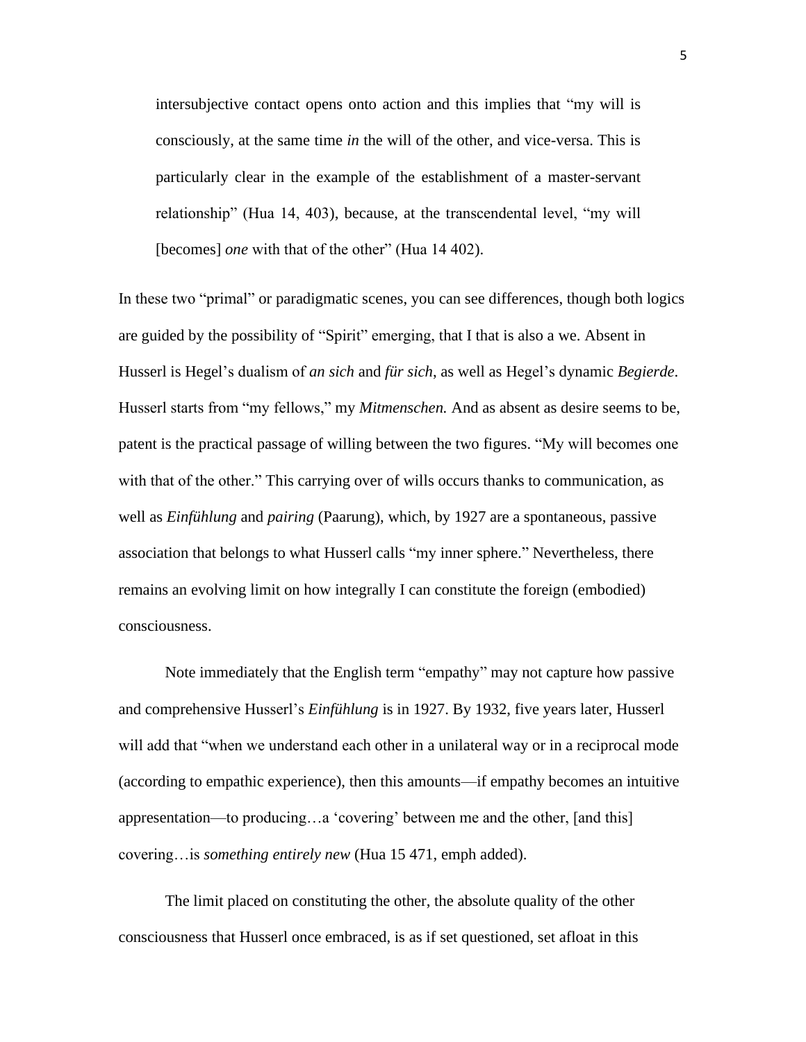> intersubjective contact opens onto action and this implies that “my will is consciously, at the same time *in* the will of the other, and vice-versa. This is particularly clear in the example of the establishment of a master-servant relationship” (Hua 14, 403), because, at the transcendental level, “my will [becomes] *one* with that of the other” (Hua 14 402).

In these two “primal” or paradigmatic scenes, you can see differences, though both logics are guided by the possibility of “Spirit” emerging, that I that is also a we. Absent in Husserl is Hegel’s dualism of *an sich* and *für sich*, as well as Hegel’s dynamic *Begierde*. Husserl starts from “my fellows,” my *Mitmenschen.* And as absent as desire seems to be, patent is the practical passage of willing between the two figures. “My will becomes one with that of the other.” This carrying over of wills occurs thanks to communication, as well as *Einfühlung* and *pairing* (Paarung), which, by 1927 are a spontaneous, passive association that belongs to what Husserl calls “my inner sphere.” Nevertheless, there remains an evolving limit on how integrally I can constitute the foreign (embodied) consciousness.

Note immediately that the English term “empathy” may not capture how passive and comprehensive Husserl’s *Einfühlung* is in 1927. By 1932, five years later, Husserl will add that “when we understand each other in a unilateral way or in a reciprocal mode (according to empathic experience), then this amounts—if empathy becomes an intuitive appresentation—to producing…a ‘covering’ between me and the other, [and this] covering…is *something entirely new* (Hua 15 471, emph added).

The limit placed on constituting the other, the absolute quality of the other consciousness that Husserl once embraced, is as if set questioned, set afloat in this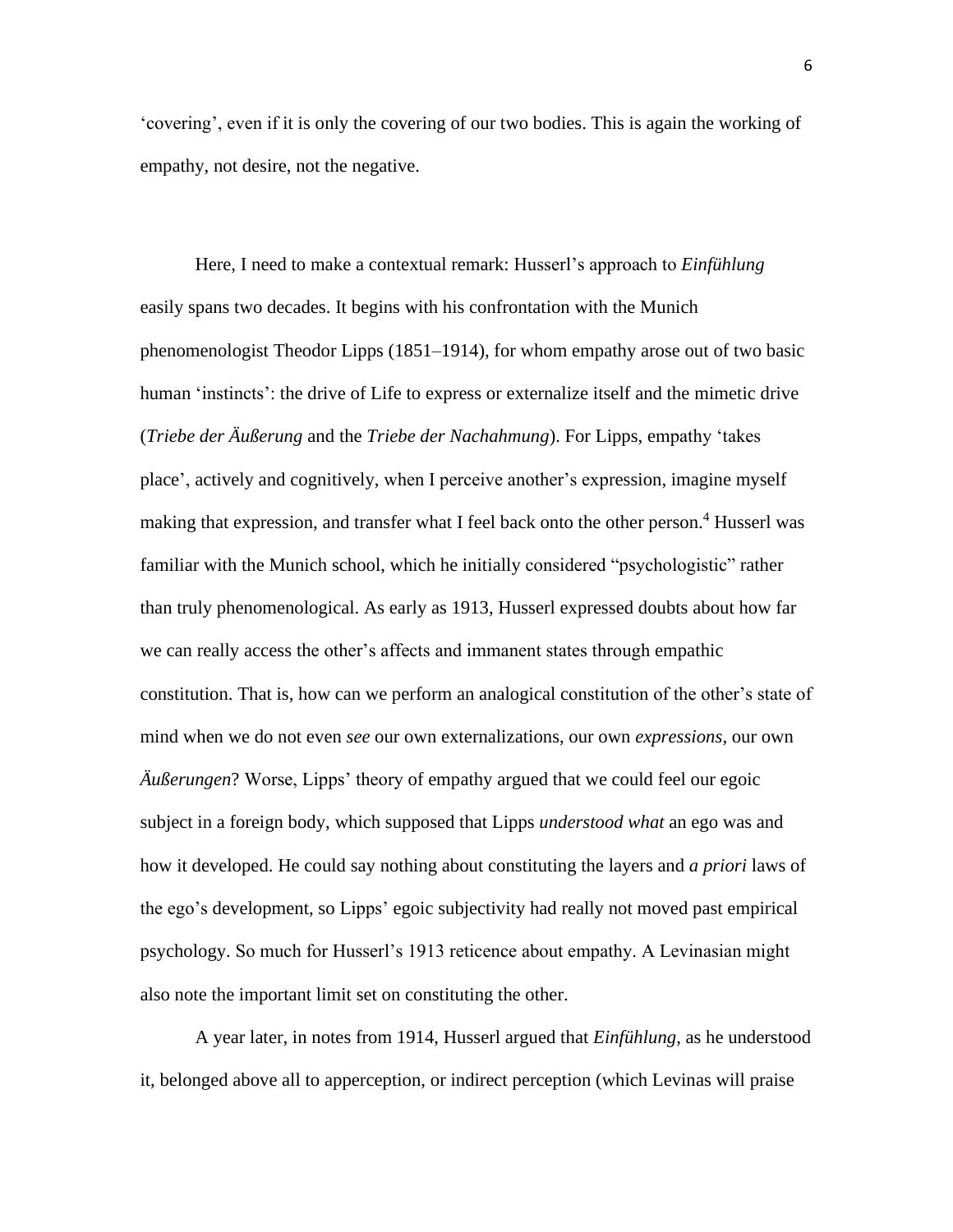'covering', even if it is only the covering of our two bodies. This is again the working of empathy, not desire, not the negative.

Here, I need to make a contextual remark: Husserl's approach to *Einfühlung* easily spans two decades. It begins with his confrontation with the Munich phenomenologist Theodor Lipps (1851–1914), for whom empathy arose out of two basic human 'instincts': the drive of Life to express or externalize itself and the mimetic drive (*Triebe der Äußerung* and the *Triebe der Nachahmung*). For Lipps, empathy 'takes place', actively and cognitively, when I perceive another's expression, imagine myself making that expression, and transfer what I feel back onto the other person.[4] Husserl was familiar with the Munich school, which he initially considered "psychologistic" rather than truly phenomenological. As early as 1913, Husserl expressed doubts about how far we can really access the other's affects and immanent states through empathic constitution. That is, how can we perform an analogical constitution of the other's state of mind when we do not even *see* our own externalizations, our own *expressions*, our own *Äußerungen*? Worse, Lipps' theory of empathy argued that we could feel our egoic subject in a foreign body, which supposed that Lipps *understood what* an ego was and how it developed. He could say nothing about constituting the layers and *a priori* laws of the ego's development, so Lipps' egoic subjectivity had really not moved past empirical psychology. So much for Husserl's 1913 reticence about empathy. A Levinasian might also note the important limit set on constituting the other.

A year later, in notes from 1914, Husserl argued that *Einfühlung*, as he understood it, belonged above all to apperception, or indirect perception (which Levinas will praise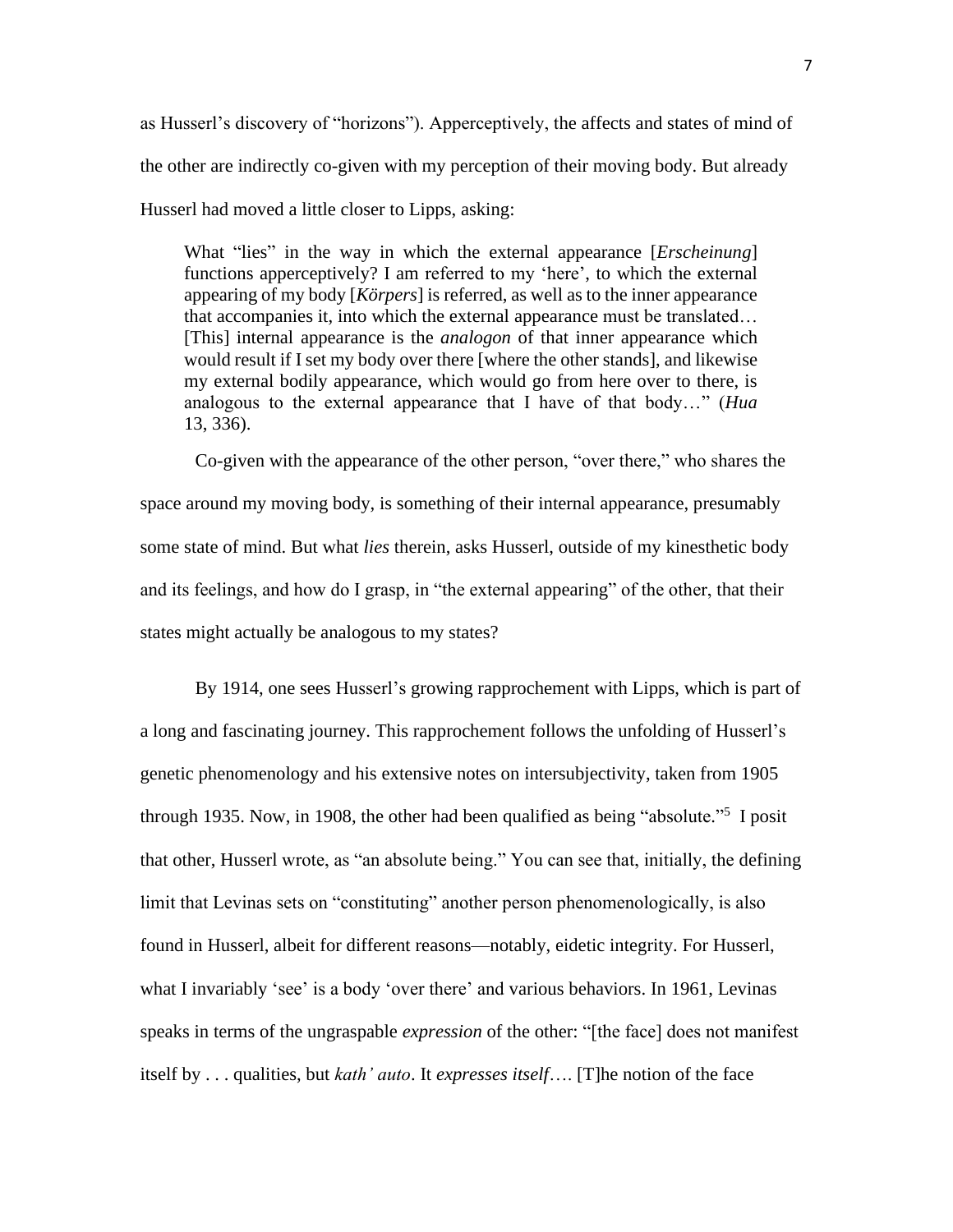as Husserl's discovery of "horizons"). Apperceptively, the affects and states of mind of the other are indirectly co-given with my perception of their moving body. But already Husserl had moved a little closer to Lipps, asking:

> What "lies" in the way in which the external appearance [*Erscheinung*] functions apperceptively? I am referred to my 'here', to which the external appearing of my body [*Körpers*] is referred, as well as to the inner appearance that accompanies it, into which the external appearance must be translated… [This] internal appearance is the *analogon* of that inner appearance which would result if I set my body over there [where the other stands], and likewise my external bodily appearance, which would go from here over to there, is analogous to the external appearance that I have of that body…" (*Hua* 13, 336).

Co-given with the appearance of the other person, "over there," who shares the space around my moving body, is something of their internal appearance, presumably some state of mind. But what *lies* therein, asks Husserl, outside of my kinesthetic body and its feelings, and how do I grasp, in "the external appearing" of the other, that their states might actually be analogous to my states?

By 1914, one sees Husserl's growing rapprochement with Lipps, which is part of a long and fascinating journey. This rapprochement follows the unfolding of Husserl's genetic phenomenology and his extensive notes on intersubjectivity, taken from 1905 through 1935. Now, in 1908, the other had been qualified as being "absolute."[5] I posit that other, Husserl wrote, as "an absolute being." You can see that, initially, the defining limit that Levinas sets on "constituting" another person phenomenologically, is also found in Husserl, albeit for different reasons—notably, eidetic integrity. For Husserl, what I invariably 'see' is a body 'over there' and various behaviors. In 1961, Levinas speaks in terms of the ungraspable *expression* of the other: "[the face] does not manifest itself by . . . qualities, but *kath' auto*. It *expresses itself*…. [T]he notion of the face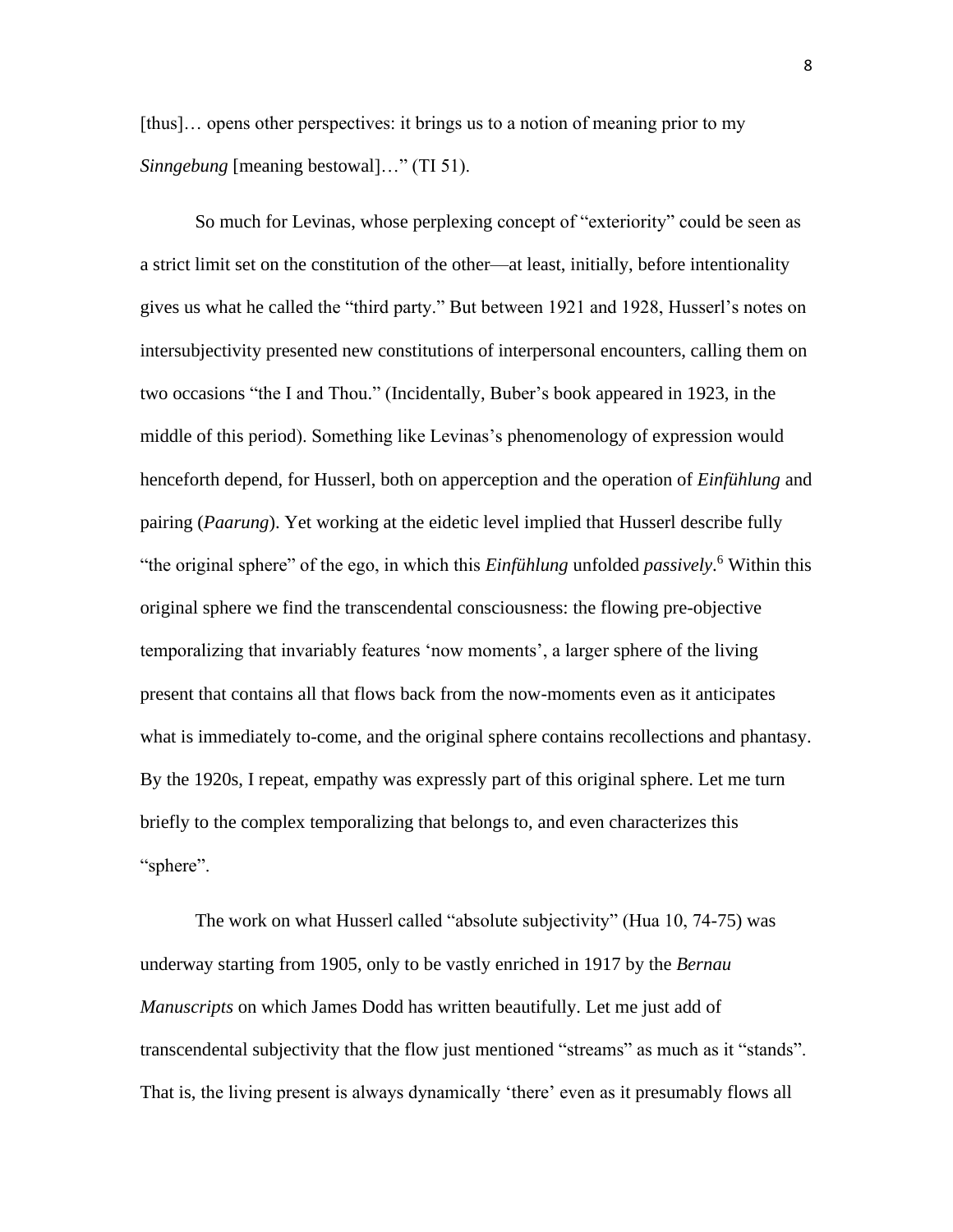[thus]… opens other perspectives: it brings us to a notion of meaning prior to my *Sinngebung* [meaning bestowal]…" (TI 51).

So much for Levinas, whose perplexing concept of "exteriority" could be seen as a strict limit set on the constitution of the other—at least, initially, before intentionality gives us what he called the "third party." But between 1921 and 1928, Husserl's notes on intersubjectivity presented new constitutions of interpersonal encounters, calling them on two occasions "the I and Thou." (Incidentally, Buber's book appeared in 1923, in the middle of this period). Something like Levinas's phenomenology of expression would henceforth depend, for Husserl, both on apperception and the operation of *Einfühlung* and pairing (*Paarung*). Yet working at the eidetic level implied that Husserl describe fully "the original sphere" of the ego, in which this *Einfühlung* unfolded *passively*.[6] Within this original sphere we find the transcendental consciousness: the flowing pre-objective temporalizing that invariably features 'now moments', a larger sphere of the living present that contains all that flows back from the now-moments even as it anticipates what is immediately to-come, and the original sphere contains recollections and phantasy. By the 1920s, I repeat, empathy was expressly part of this original sphere. Let me turn briefly to the complex temporalizing that belongs to, and even characterizes this "sphere".

The work on what Husserl called "absolute subjectivity" (Hua 10, 74-75) was underway starting from 1905, only to be vastly enriched in 1917 by the *Bernau Manuscripts* on which James Dodd has written beautifully. Let me just add of transcendental subjectivity that the flow just mentioned "streams" as much as it "stands". That is, the living present is always dynamically 'there' even as it presumably flows all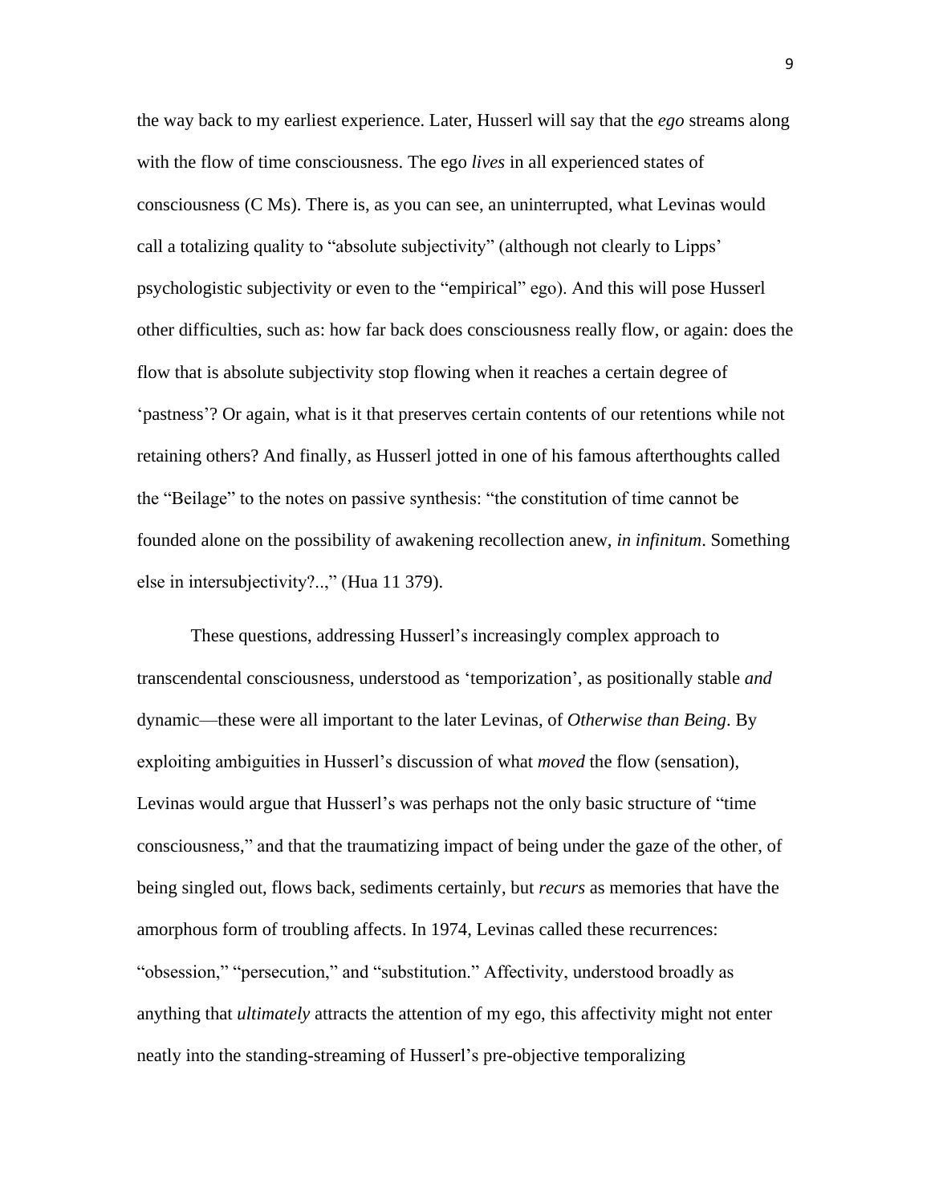the way back to my earliest experience. Later, Husserl will say that the *ego* streams along with the flow of time consciousness. The ego *lives* in all experienced states of consciousness (C Ms). There is, as you can see, an uninterrupted, what Levinas would call a totalizing quality to "absolute subjectivity" (although not clearly to Lipps' psychologistic subjectivity or even to the "empirical" ego). And this will pose Husserl other difficulties, such as: how far back does consciousness really flow, or again: does the flow that is absolute subjectivity stop flowing when it reaches a certain degree of 'pastness'? Or again, what is it that preserves certain contents of our retentions while not retaining others? And finally, as Husserl jotted in one of his famous afterthoughts called the "Beilage" to the notes on passive synthesis: "the constitution of time cannot be founded alone on the possibility of awakening recollection anew, *in infinitum*. Something else in intersubjectivity?..," (Hua 11 379).

These questions, addressing Husserl's increasingly complex approach to transcendental consciousness, understood as 'temporization', as positionally stable *and* dynamic—these were all important to the later Levinas, of *Otherwise than Being*. By exploiting ambiguities in Husserl's discussion of what *moved* the flow (sensation), Levinas would argue that Husserl's was perhaps not the only basic structure of "time consciousness," and that the traumatizing impact of being under the gaze of the other, of being singled out, flows back, sediments certainly, but *recurs* as memories that have the amorphous form of troubling affects. In 1974, Levinas called these recurrences: "obsession," "persecution," and "substitution." Affectivity, understood broadly as anything that *ultimately* attracts the attention of my ego, this affectivity might not enter neatly into the standing-streaming of Husserl's pre-objective temporalizing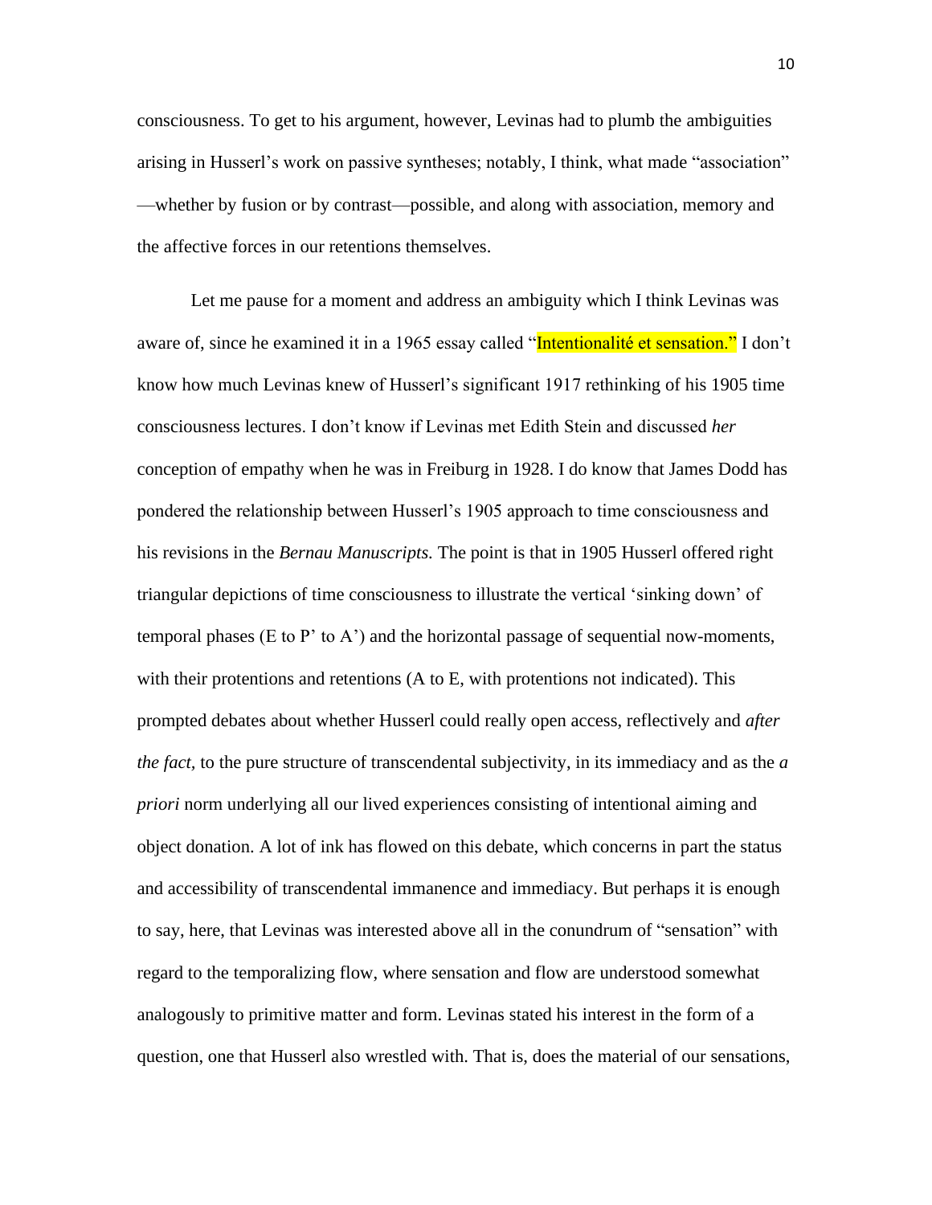consciousness. To get to his argument, however, Levinas had to plumb the ambiguities arising in Husserl's work on passive syntheses; notably, I think, what made "association" —whether by fusion or by contrast—possible, and along with association, memory and the affective forces in our retentions themselves.

Let me pause for a moment and address an ambiguity which I think Levinas was aware of, since he examined it in a 1965 essay called "Intentionalité et sensation." I don't know how much Levinas knew of Husserl's significant 1917 rethinking of his 1905 time consciousness lectures. I don't know if Levinas met Edith Stein and discussed *her* conception of empathy when he was in Freiburg in 1928. I do know that James Dodd has pondered the relationship between Husserl's 1905 approach to time consciousness and his revisions in the *Bernau Manuscripts.* The point is that in 1905 Husserl offered right triangular depictions of time consciousness to illustrate the vertical 'sinking down' of temporal phases (E to P' to A') and the horizontal passage of sequential now-moments, with their protentions and retentions (A to E, with protentions not indicated). This prompted debates about whether Husserl could really open access, reflectively and *after the fact,* to the pure structure of transcendental subjectivity, in its immediacy and as the *a priori* norm underlying all our lived experiences consisting of intentional aiming and object donation. A lot of ink has flowed on this debate, which concerns in part the status and accessibility of transcendental immanence and immediacy. But perhaps it is enough to say, here, that Levinas was interested above all in the conundrum of "sensation" with regard to the temporalizing flow, where sensation and flow are understood somewhat analogously to primitive matter and form. Levinas stated his interest in the form of a question, one that Husserl also wrestled with. That is, does the material of our sensations,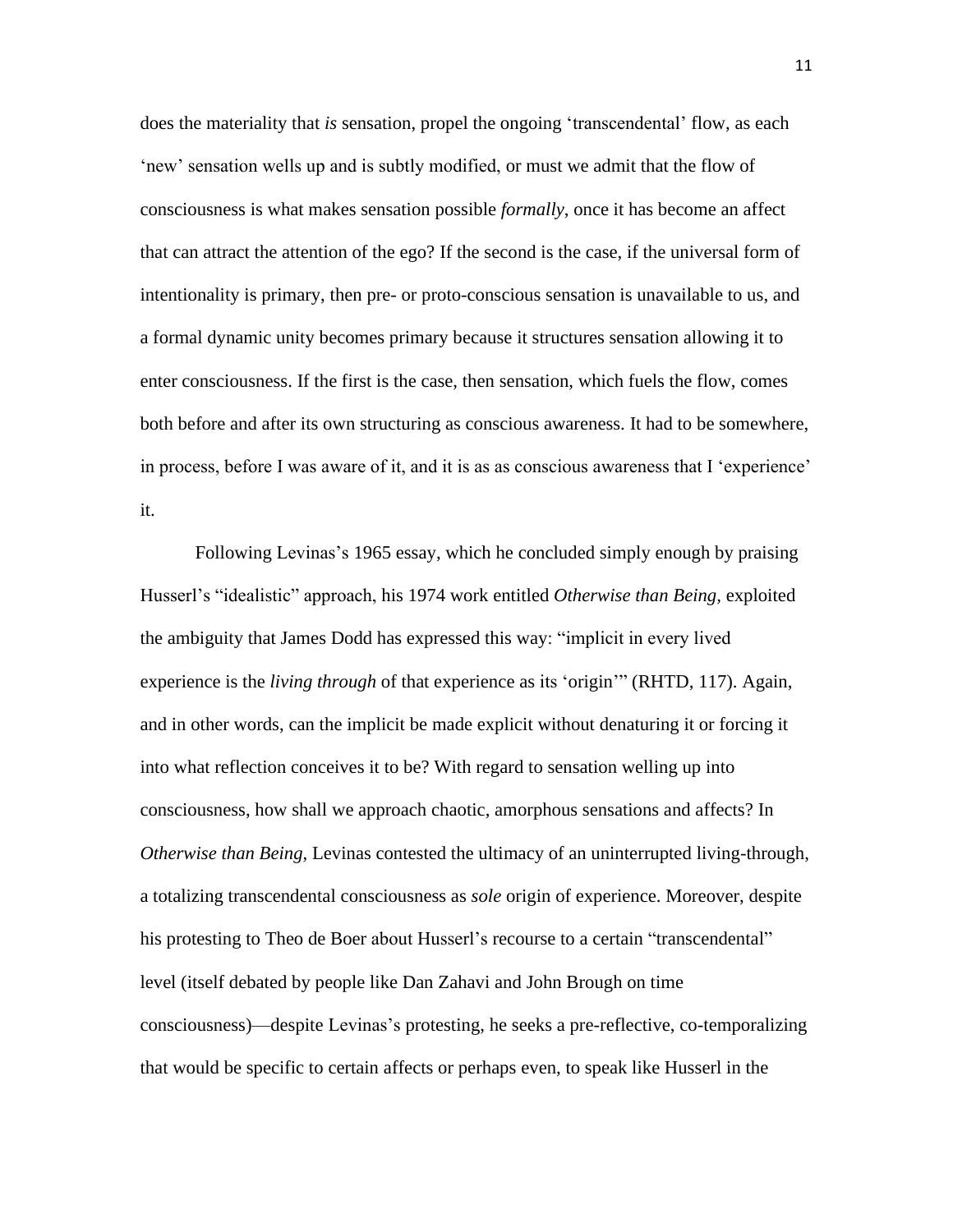does the materiality that *is* sensation, propel the ongoing 'transcendental' flow, as each 'new' sensation wells up and is subtly modified, or must we admit that the flow of consciousness is what makes sensation possible *formally*, once it has become an affect that can attract the attention of the ego? If the second is the case, if the universal form of intentionality is primary, then pre- or proto-conscious sensation is unavailable to us, and a formal dynamic unity becomes primary because it structures sensation allowing it to enter consciousness. If the first is the case, then sensation, which fuels the flow, comes both before and after its own structuring as conscious awareness. It had to be somewhere, in process, before I was aware of it, and it is as as conscious awareness that I 'experience' it.

Following Levinas's 1965 essay, which he concluded simply enough by praising Husserl's "idealistic" approach, his 1974 work entitled *Otherwise than Being,* exploited the ambiguity that James Dodd has expressed this way: "implicit in every lived experience is the *living through* of that experience as its 'origin'" (RHTD, 117). Again, and in other words, can the implicit be made explicit without denaturing it or forcing it into what reflection conceives it to be? With regard to sensation welling up into consciousness, how shall we approach chaotic, amorphous sensations and affects? In *Otherwise than Being*, Levinas contested the ultimacy of an uninterrupted living-through, a totalizing transcendental consciousness as *sole* origin of experience. Moreover, despite his protesting to Theo de Boer about Husserl's recourse to a certain "transcendental" level (itself debated by people like Dan Zahavi and John Brough on time consciousness)—despite Levinas's protesting, he seeks a pre-reflective, co-temporalizing that would be specific to certain affects or perhaps even, to speak like Husserl in the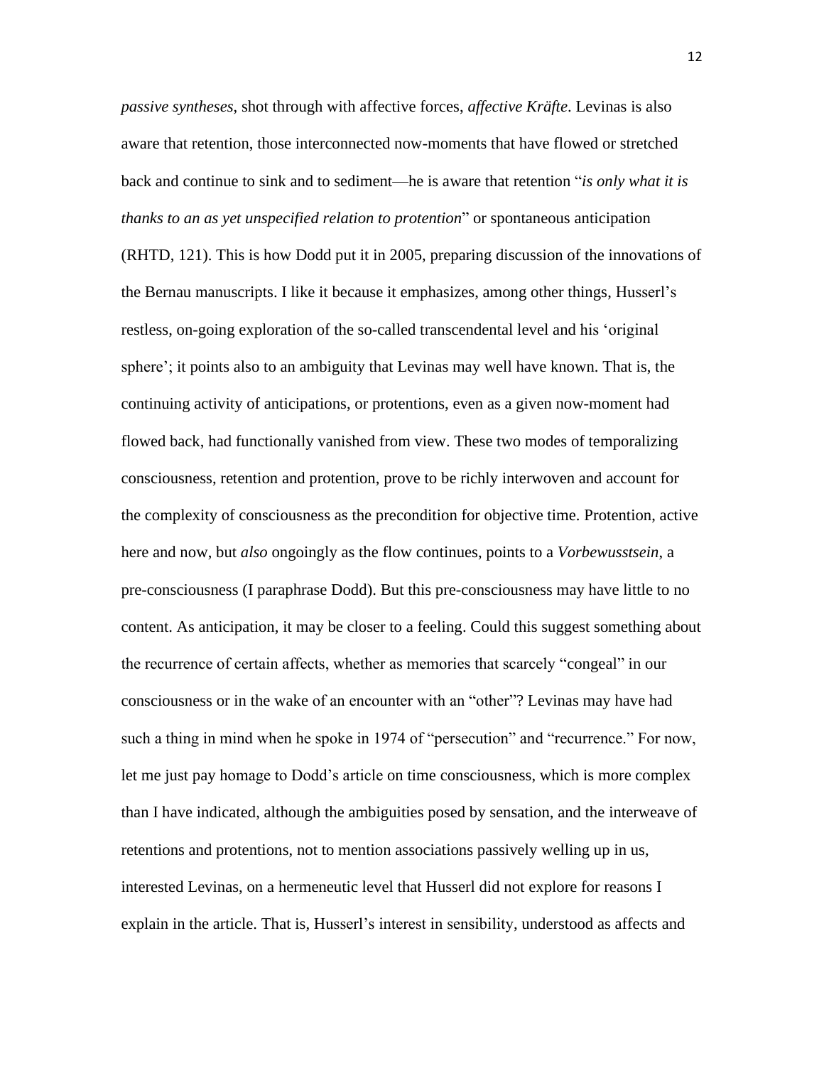*passive syntheses*, shot through with affective forces, *affective Kräfte*. Levinas is also aware that retention, those interconnected now-moments that have flowed or stretched back and continue to sink and to sediment—he is aware that retention "*is only what it is thanks to an as yet unspecified relation to protention*" or spontaneous anticipation (RHTD, 121). This is how Dodd put it in 2005, preparing discussion of the innovations of the Bernau manuscripts. I like it because it emphasizes, among other things, Husserl's restless, on-going exploration of the so-called transcendental level and his 'original sphere'; it points also to an ambiguity that Levinas may well have known. That is, the continuing activity of anticipations, or protentions, even as a given now-moment had flowed back, had functionally vanished from view. These two modes of temporalizing consciousness, retention and protention, prove to be richly interwoven and account for the complexity of consciousness as the precondition for objective time. Protention, active here and now, but *also* ongoingly as the flow continues, points to a *Vorbewusstsein*, a pre-consciousness (I paraphrase Dodd). But this pre-consciousness may have little to no content. As anticipation, it may be closer to a feeling. Could this suggest something about the recurrence of certain affects, whether as memories that scarcely "congeal" in our consciousness or in the wake of an encounter with an "other"? Levinas may have had such a thing in mind when he spoke in 1974 of "persecution" and "recurrence." For now, let me just pay homage to Dodd's article on time consciousness, which is more complex than I have indicated, although the ambiguities posed by sensation, and the interweave of retentions and protentions, not to mention associations passively welling up in us, interested Levinas, on a hermeneutic level that Husserl did not explore for reasons I explain in the article. That is, Husserl's interest in sensibility, understood as affects and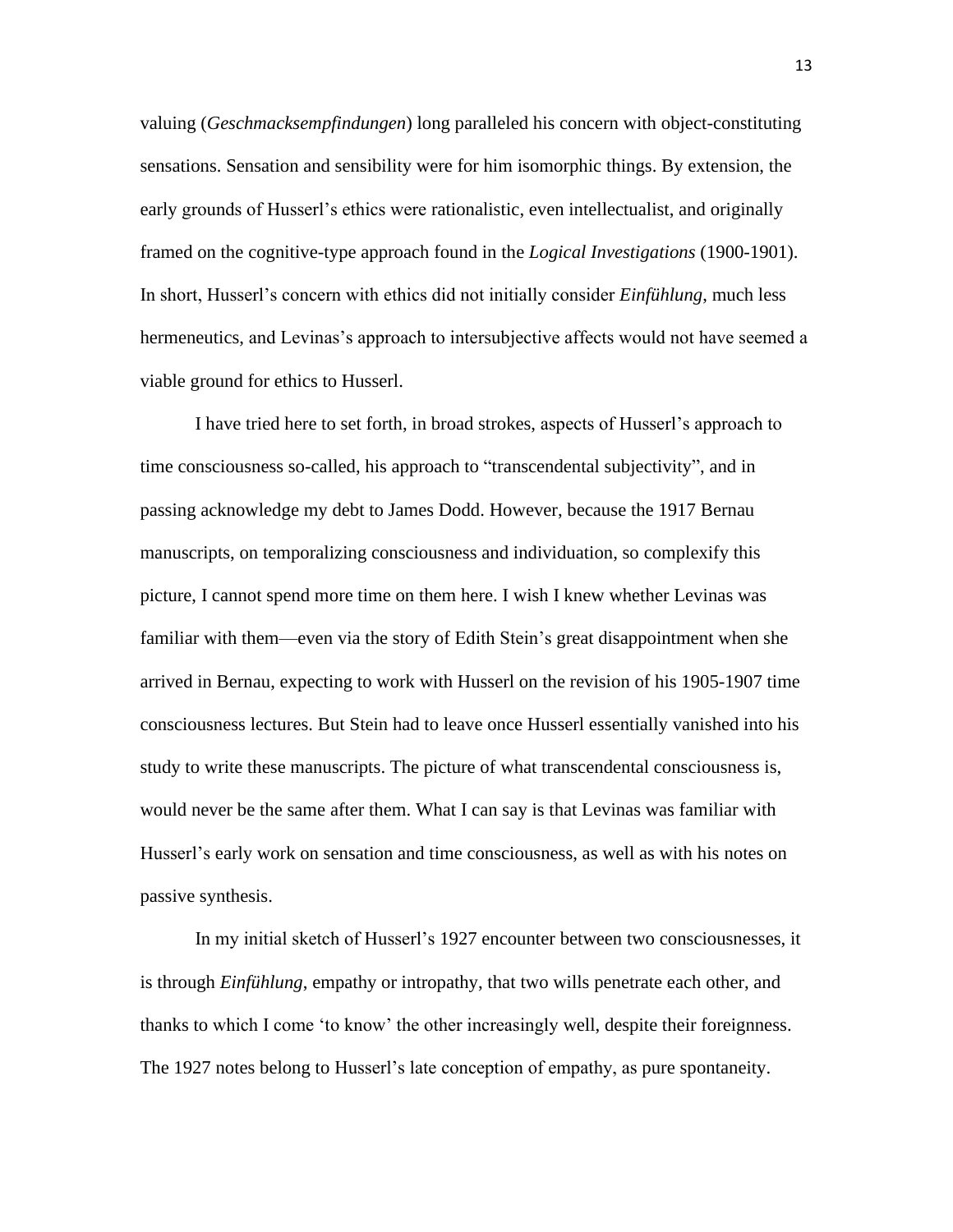valuing (*Geschmacksempfindungen*) long paralleled his concern with object-constituting sensations. Sensation and sensibility were for him isomorphic things. By extension, the early grounds of Husserl's ethics were rationalistic, even intellectualist, and originally framed on the cognitive-type approach found in the *Logical Investigations* (1900-1901). In short, Husserl's concern with ethics did not initially consider *Einfühlung*, much less hermeneutics, and Levinas's approach to intersubjective affects would not have seemed a viable ground for ethics to Husserl.

I have tried here to set forth, in broad strokes, aspects of Husserl's approach to time consciousness so-called, his approach to "transcendental subjectivity", and in passing acknowledge my debt to James Dodd. However, because the 1917 Bernau manuscripts, on temporalizing consciousness and individuation, so complexify this picture, I cannot spend more time on them here. I wish I knew whether Levinas was familiar with them—even via the story of Edith Stein's great disappointment when she arrived in Bernau, expecting to work with Husserl on the revision of his 1905-1907 time consciousness lectures. But Stein had to leave once Husserl essentially vanished into his study to write these manuscripts. The picture of what transcendental consciousness is, would never be the same after them. What I can say is that Levinas was familiar with Husserl's early work on sensation and time consciousness, as well as with his notes on passive synthesis.

In my initial sketch of Husserl's 1927 encounter between two consciousnesses, it is through *Einfühlung*, empathy or intropathy, that two wills penetrate each other, and thanks to which I come 'to know' the other increasingly well, despite their foreignness. The 1927 notes belong to Husserl's late conception of empathy, as pure spontaneity.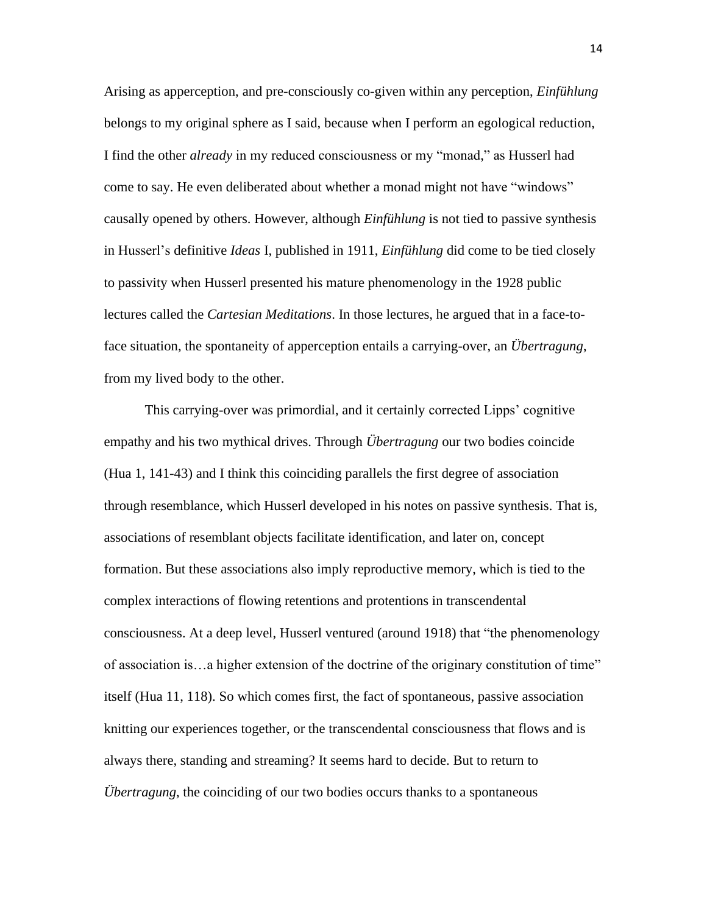Arising as apperception, and pre-consciously co-given within any perception, *Einfühlung* belongs to my original sphere as I said, because when I perform an egological reduction, I find the other *already* in my reduced consciousness or my "monad," as Husserl had come to say. He even deliberated about whether a monad might not have "windows" causally opened by others. However, although *Einfühlung* is not tied to passive synthesis in Husserl's definitive *Ideas* I, published in 1911, *Einfühlung* did come to be tied closely to passivity when Husserl presented his mature phenomenology in the 1928 public lectures called the *Cartesian Meditations*. In those lectures, he argued that in a face-to-face situation, the spontaneity of apperception entails a carrying-over, an *Übertragung*, from my lived body to the other.

This carrying-over was primordial, and it certainly corrected Lipps' cognitive empathy and his two mythical drives. Through *Übertragung* our two bodies coincide (Hua 1, 141-43) and I think this coinciding parallels the first degree of association through resemblance, which Husserl developed in his notes on passive synthesis. That is, associations of resemblant objects facilitate identification, and later on, concept formation. But these associations also imply reproductive memory, which is tied to the complex interactions of flowing retentions and protentions in transcendental consciousness. At a deep level, Husserl ventured (around 1918) that "the phenomenology of association is…a higher extension of the doctrine of the originary constitution of time" itself (Hua 11, 118). So which comes first, the fact of spontaneous, passive association knitting our experiences together, or the transcendental consciousness that flows and is always there, standing and streaming? It seems hard to decide. But to return to *Übertragung*, the coinciding of our two bodies occurs thanks to a spontaneous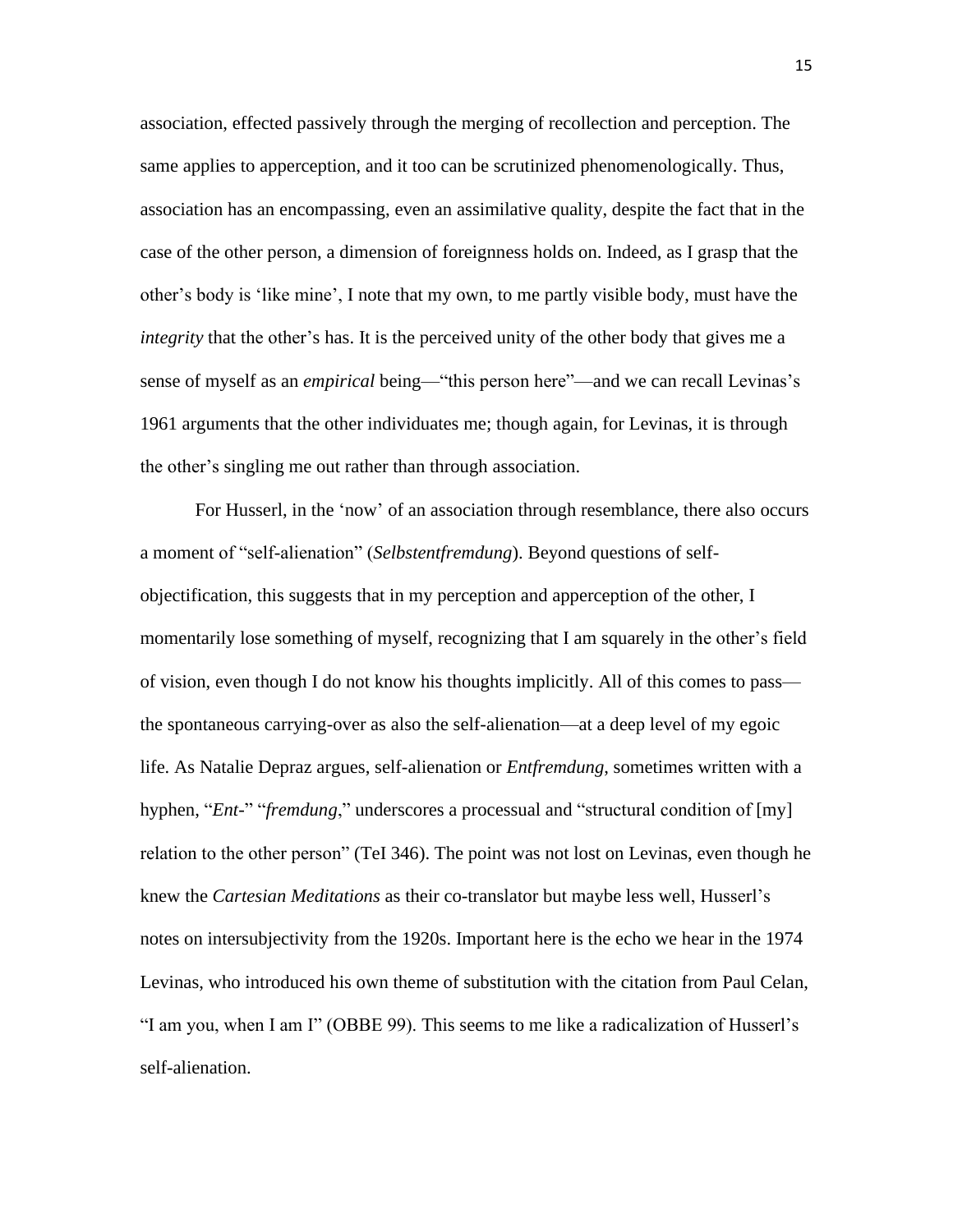association, effected passively through the merging of recollection and perception. The same applies to apperception, and it too can be scrutinized phenomenologically. Thus, association has an encompassing, even an assimilative quality, despite the fact that in the case of the other person, a dimension of foreignness holds on. Indeed, as I grasp that the other's body is 'like mine', I note that my own, to me partly visible body, must have the *integrity* that the other's has. It is the perceived unity of the other body that gives me a sense of myself as an *empirical* being—"this person here"—and we can recall Levinas's 1961 arguments that the other individuates me; though again, for Levinas, it is through the other's singling me out rather than through association.

For Husserl, in the 'now' of an association through resemblance, there also occurs a moment of "self-alienation" (*Selbstentfremdung*). Beyond questions of self-objectification, this suggests that in my perception and apperception of the other, I momentarily lose something of myself, recognizing that I am squarely in the other's field of vision, even though I do not know his thoughts implicitly. All of this comes to pass—the spontaneous carrying-over as also the self-alienation—at a deep level of my egoic life. As Natalie Depraz argues, self-alienation or *Entfremdung*, sometimes written with a hyphen, "*Ent*-" "*fremdung*," underscores a processual and "structural condition of [my] relation to the other person" (TeI 346). The point was not lost on Levinas, even though he knew the *Cartesian Meditations* as their co-translator but maybe less well, Husserl's notes on intersubjectivity from the 1920s. Important here is the echo we hear in the 1974 Levinas, who introduced his own theme of substitution with the citation from Paul Celan, "I am you, when I am I" (OBBE 99). This seems to me like a radicalization of Husserl's self-alienation.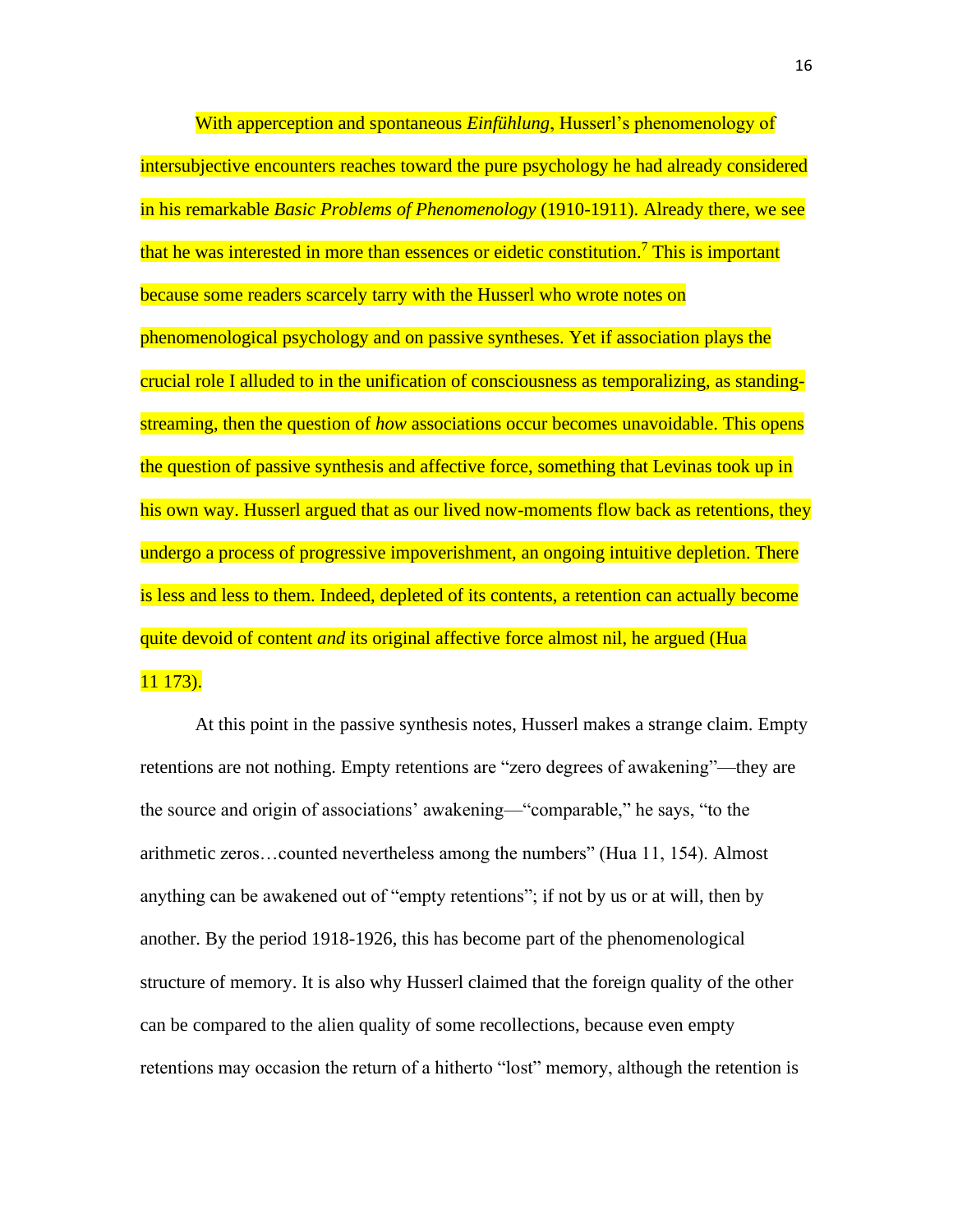With apperception and spontaneous *Einfühlung*, Husserl's phenomenology of intersubjective encounters reaches toward the pure psychology he had already considered in his remarkable *Basic Problems of Phenomenology* (1910-1911). Already there, we see that he was interested in more than essences or eidetic constitution.[7] This is important because some readers scarcely tarry with the Husserl who wrote notes on phenomenological psychology and on passive syntheses. Yet if association plays the crucial role I alluded to in the unification of consciousness as temporalizing, as standing-streaming, then the question of *how* associations occur becomes unavoidable. This opens the question of passive synthesis and affective force, something that Levinas took up in his own way. Husserl argued that as our lived now-moments flow back as retentions, they undergo a process of progressive impoverishment, an ongoing intuitive depletion. There is less and less to them. Indeed, depleted of its contents, a retention can actually become quite devoid of content *and* its original affective force almost nil, he argued (Hua 11 173).

At this point in the passive synthesis notes, Husserl makes a strange claim. Empty retentions are not nothing. Empty retentions are "zero degrees of awakening"—they are the source and origin of associations' awakening—"comparable," he says, "to the arithmetic zeros…counted nevertheless among the numbers" (Hua 11, 154). Almost anything can be awakened out of "empty retentions"; if not by us or at will, then by another. By the period 1918-1926, this has become part of the phenomenological structure of memory. It is also why Husserl claimed that the foreign quality of the other can be compared to the alien quality of some recollections, because even empty retentions may occasion the return of a hitherto "lost" memory, although the retention is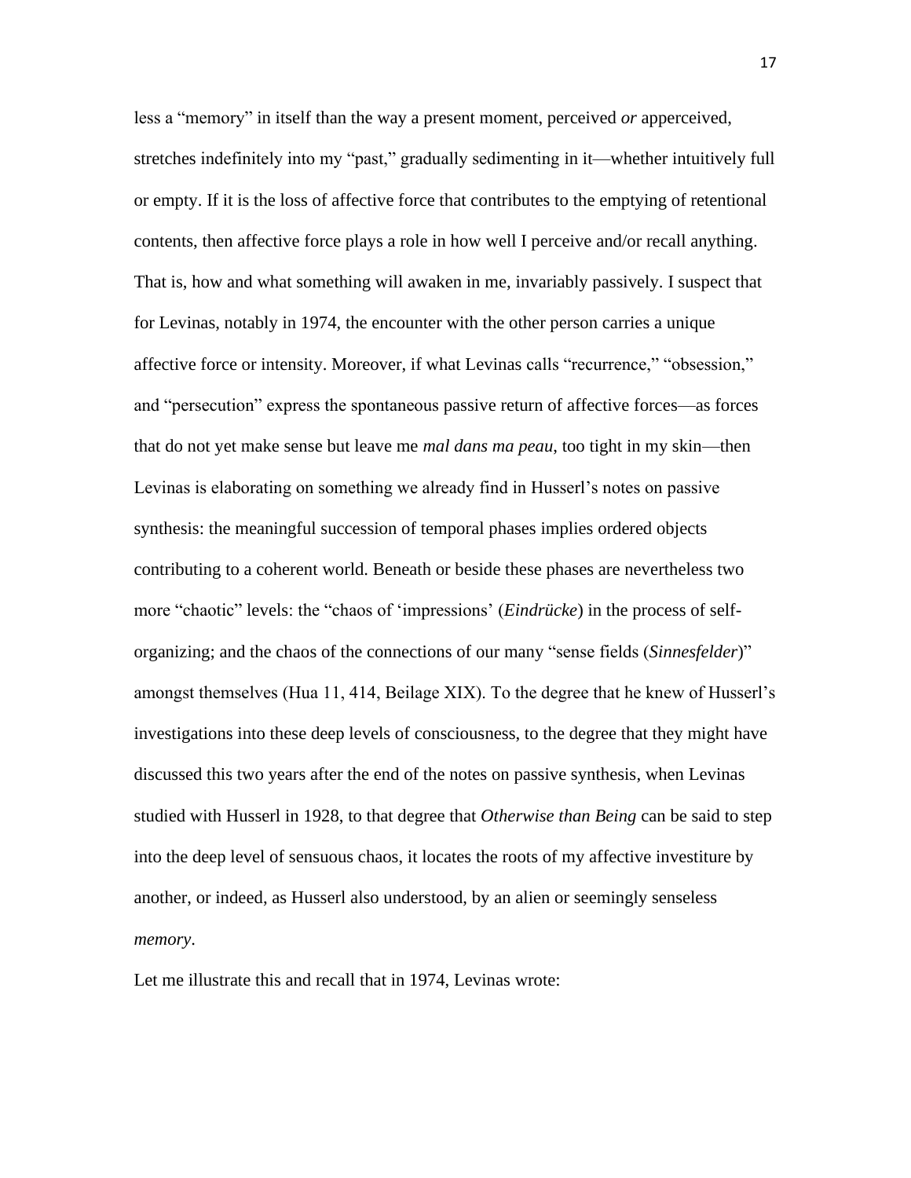less a "memory" in itself than the way a present moment, perceived *or* apperceived, stretches indefinitely into my "past," gradually sedimenting in it—whether intuitively full or empty. If it is the loss of affective force that contributes to the emptying of retentional contents, then affective force plays a role in how well I perceive and/or recall anything. That is, how and what something will awaken in me, invariably passively. I suspect that for Levinas, notably in 1974, the encounter with the other person carries a unique affective force or intensity. Moreover, if what Levinas calls "recurrence," "obsession," and "persecution" express the spontaneous passive return of affective forces—as forces that do not yet make sense but leave me *mal dans ma peau*, too tight in my skin—then Levinas is elaborating on something we already find in Husserl's notes on passive synthesis: the meaningful succession of temporal phases implies ordered objects contributing to a coherent world. Beneath or beside these phases are nevertheless two more "chaotic" levels: the "chaos of 'impressions' (*Eindrücke*) in the process of self-organizing; and the chaos of the connections of our many "sense fields (*Sinnesfelder*)" amongst themselves (Hua 11, 414, Beilage XIX). To the degree that he knew of Husserl's investigations into these deep levels of consciousness, to the degree that they might have discussed this two years after the end of the notes on passive synthesis, when Levinas studied with Husserl in 1928, to that degree that *Otherwise than Being* can be said to step into the deep level of sensuous chaos, it locates the roots of my affective investiture by another, or indeed, as Husserl also understood, by an alien or seemingly senseless *memory*.

Let me illustrate this and recall that in 1974, Levinas wrote: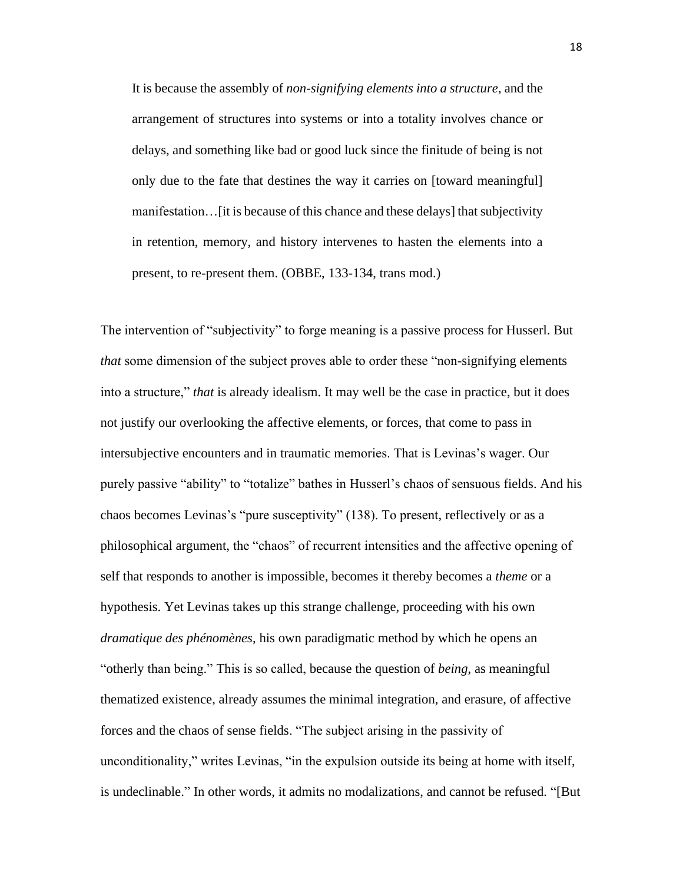> It is because the assembly of *non-signifying elements into a structure*, and the arrangement of structures into systems or into a totality involves chance or delays, and something like bad or good luck since the finitude of being is not only due to the fate that destines the way it carries on [toward meaningful] manifestation…[it is because of this chance and these delays] that subjectivity in retention, memory, and history intervenes to hasten the elements into a present, to re-present them. (OBBE, 133-134, trans mod.)

The intervention of "subjectivity" to forge meaning is a passive process for Husserl. But *that* some dimension of the subject proves able to order these "non-signifying elements into a structure," *that* is already idealism. It may well be the case in practice, but it does not justify our overlooking the affective elements, or forces, that come to pass in intersubjective encounters and in traumatic memories. That is Levinas's wager. Our purely passive "ability" to "totalize" bathes in Husserl's chaos of sensuous fields. And his chaos becomes Levinas's "pure susceptivity" (138). To present, reflectively or as a philosophical argument, the "chaos" of recurrent intensities and the affective opening of self that responds to another is impossible, becomes it thereby becomes a *theme* or a hypothesis. Yet Levinas takes up this strange challenge, proceeding with his own *dramatique des phénomènes*, his own paradigmatic method by which he opens an "otherly than being." This is so called, because the question of *being*, as meaningful thematized existence, already assumes the minimal integration, and erasure, of affective forces and the chaos of sense fields. "The subject arising in the passivity of unconditionality," writes Levinas, "in the expulsion outside its being at home with itself, is undeclinable." In other words, it admits no modalizations, and cannot be refused. "[But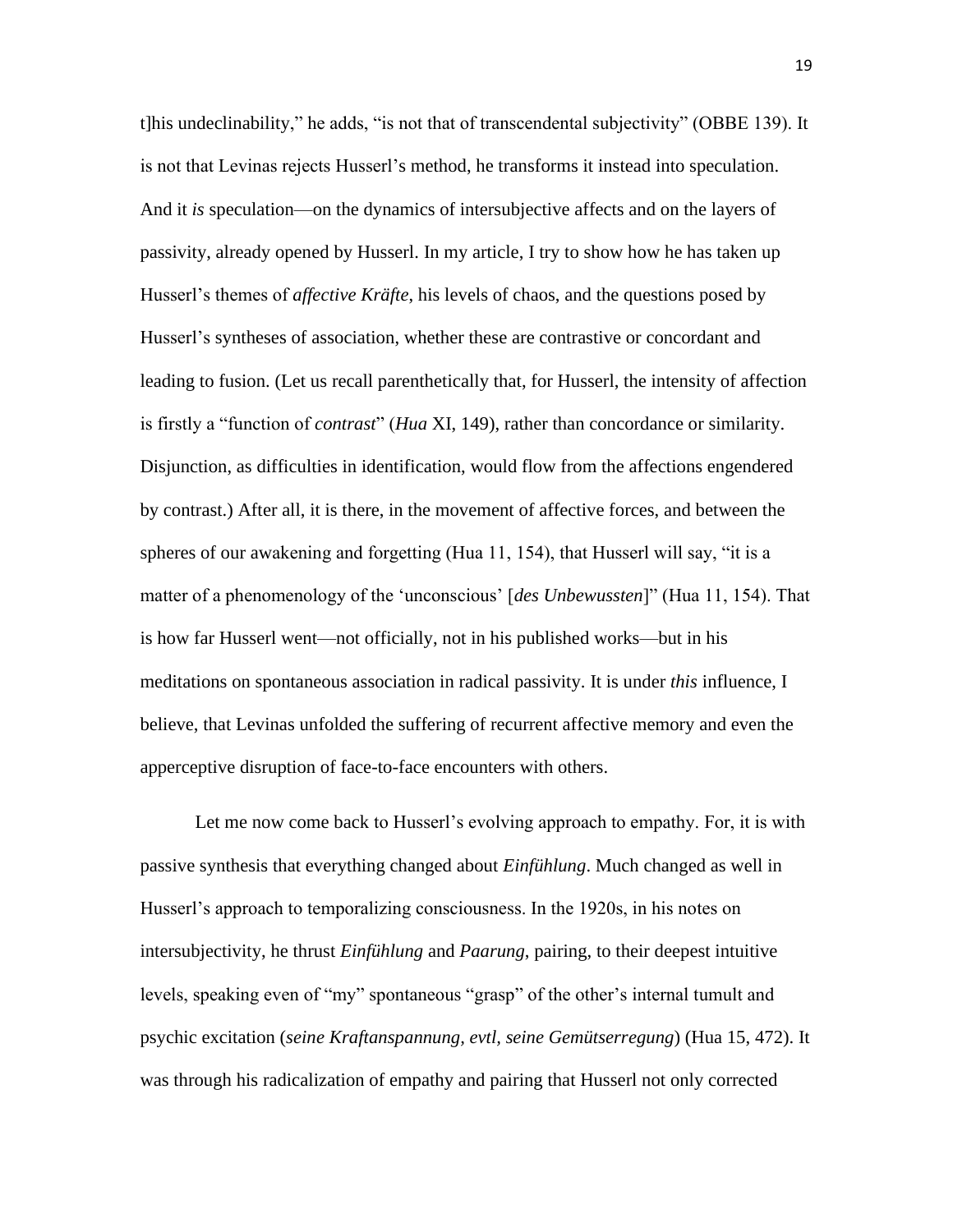t]his undeclinability," he adds, "is not that of transcendental subjectivity" (OBBE 139). It is not that Levinas rejects Husserl's method, he transforms it instead into speculation. And it *is* speculation—on the dynamics of intersubjective affects and on the layers of passivity, already opened by Husserl. In my article, I try to show how he has taken up Husserl's themes of *affective Kräfte*, his levels of chaos, and the questions posed by Husserl's syntheses of association, whether these are contrastive or concordant and leading to fusion. (Let us recall parenthetically that, for Husserl, the intensity of affection is firstly a "function of *contrast*" (*Hua* XI, 149), rather than concordance or similarity. Disjunction, as difficulties in identification, would flow from the affections engendered by contrast.) After all, it is there, in the movement of affective forces, and between the spheres of our awakening and forgetting (Hua 11, 154), that Husserl will say, "it is a matter of a phenomenology of the 'unconscious' [*des Unbewussten*]" (Hua 11, 154). That is how far Husserl went—not officially, not in his published works—but in his meditations on spontaneous association in radical passivity. It is under *this* influence, I believe, that Levinas unfolded the suffering of recurrent affective memory and even the apperceptive disruption of face-to-face encounters with others.

Let me now come back to Husserl's evolving approach to empathy. For, it is with passive synthesis that everything changed about *Einfühlung*. Much changed as well in Husserl's approach to temporalizing consciousness. In the 1920s, in his notes on intersubjectivity, he thrust *Einfühlung* and *Paarung*, pairing, to their deepest intuitive levels, speaking even of "my" spontaneous "grasp" of the other's internal tumult and psychic excitation (*seine Kraftanspannung, evtl, seine Gemütserregung*) (Hua 15, 472). It was through his radicalization of empathy and pairing that Husserl not only corrected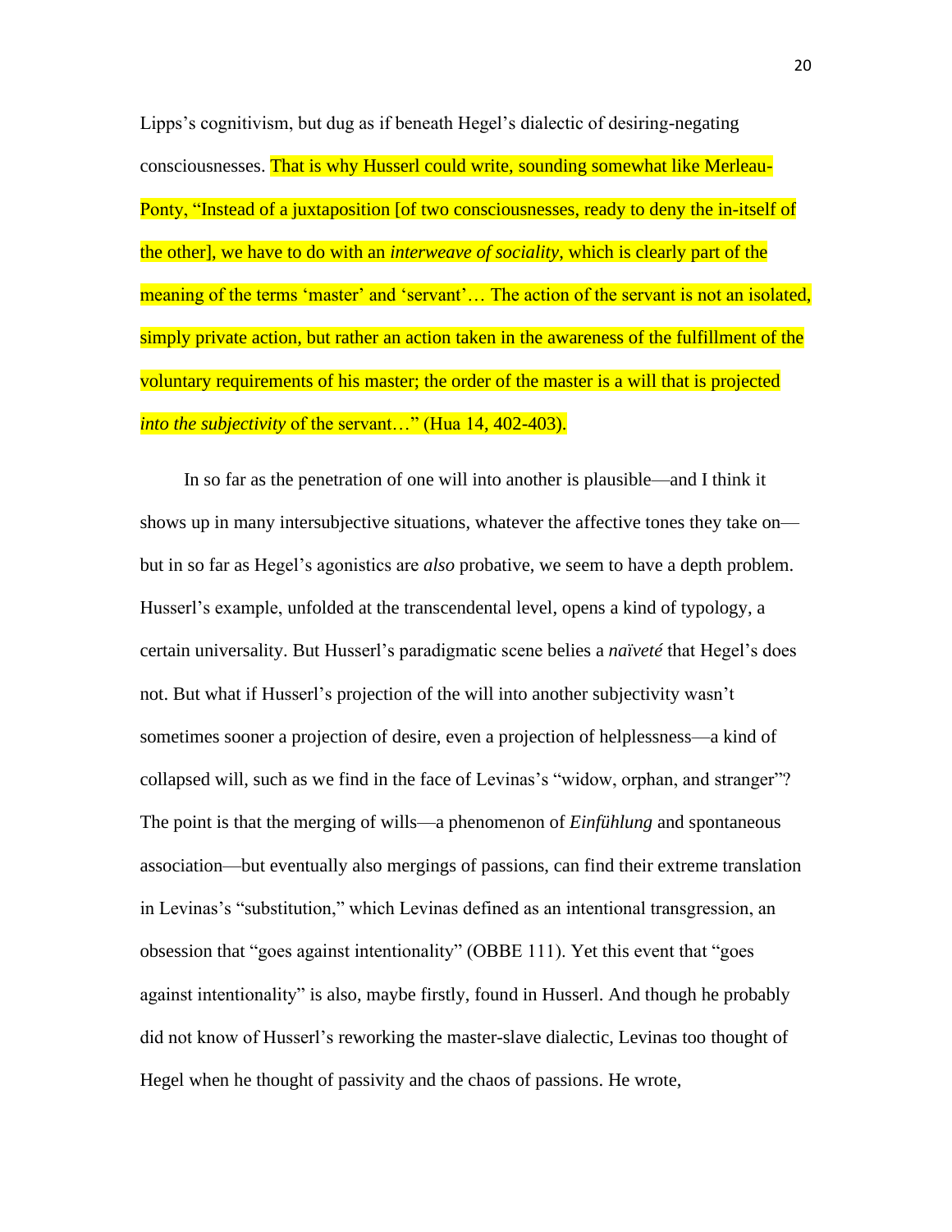Lipps's cognitivism, but dug as if beneath Hegel's dialectic of desiring-negating consciousnesses. That is why Husserl could write, sounding somewhat like Merleau-Ponty, "Instead of a juxtaposition [of two consciousnesses, ready to deny the in-itself of the other], we have to do with an *interweave of sociality*, which is clearly part of the meaning of the terms 'master' and 'servant'… The action of the servant is not an isolated, simply private action, but rather an action taken in the awareness of the fulfillment of the voluntary requirements of his master; the order of the master is a will that is projected *into the subjectivity* of the servant…" (Hua 14, 402-403).

In so far as the penetration of one will into another is plausible—and I think it shows up in many intersubjective situations, whatever the affective tones they take on—but in so far as Hegel's agonistics are *also* probative, we seem to have a depth problem. Husserl's example, unfolded at the transcendental level, opens a kind of typology, a certain universality. But Husserl's paradigmatic scene belies a *naïveté* that Hegel's does not. But what if Husserl's projection of the will into another subjectivity wasn't sometimes sooner a projection of desire, even a projection of helplessness—a kind of collapsed will, such as we find in the face of Levinas's "widow, orphan, and stranger"? The point is that the merging of wills—a phenomenon of *Einfühlung* and spontaneous association—but eventually also mergings of passions, can find their extreme translation in Levinas's "substitution," which Levinas defined as an intentional transgression, an obsession that "goes against intentionality" (OBBE 111). Yet this event that "goes against intentionality" is also, maybe firstly, found in Husserl. And though he probably did not know of Husserl's reworking the master-slave dialectic, Levinas too thought of Hegel when he thought of passivity and the chaos of passions. He wrote,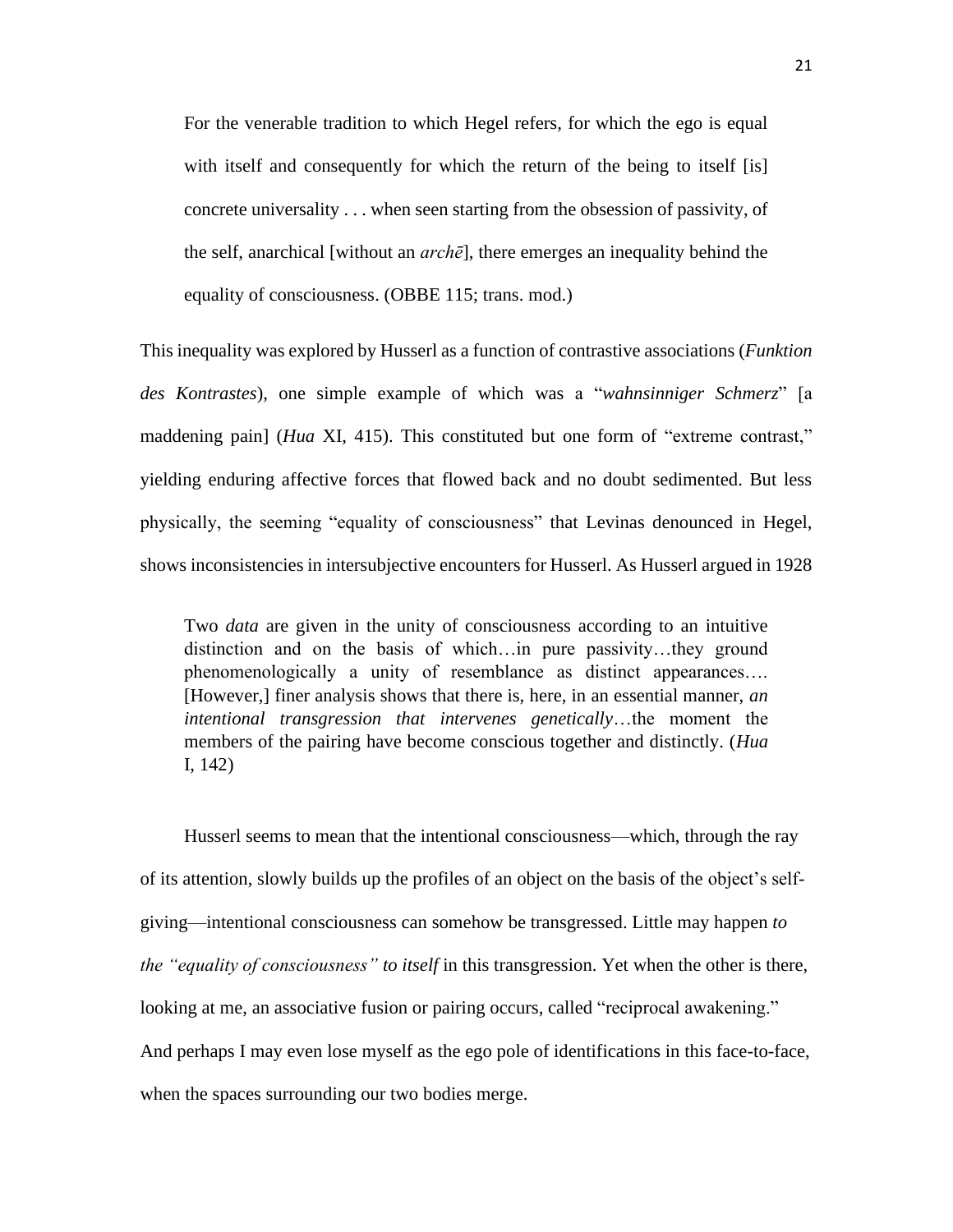> For the venerable tradition to which Hegel refers, for which the ego is equal with itself and consequently for which the return of the being to itself [is] concrete universality . . . when seen starting from the obsession of passivity, of the self, anarchical [without an *archē*], there emerges an inequality behind the equality of consciousness. (OBBE 115; trans. mod.)

This inequality was explored by Husserl as a function of contrastive associations (*Funktion des Kontrastes*), one simple example of which was a "*wahnsinniger Schmerz*" [a maddening pain] (*Hua* XI, 415). This constituted but one form of "extreme contrast," yielding enduring affective forces that flowed back and no doubt sedimented. But less physically, the seeming "equality of consciousness" that Levinas denounced in Hegel, shows inconsistencies in intersubjective encounters for Husserl. As Husserl argued in 1928

> Two *data* are given in the unity of consciousness according to an intuitive distinction and on the basis of which…in pure passivity…they ground phenomenologically a unity of resemblance as distinct appearances…. [However,] finer analysis shows that there is, here, in an essential manner, *an intentional transgression that intervenes genetically*…the moment the members of the pairing have become conscious together and distinctly. (*Hua* I, 142)

Husserl seems to mean that the intentional consciousness—which, through the ray of its attention, slowly builds up the profiles of an object on the basis of the object's self-giving—intentional consciousness can somehow be transgressed. Little may happen *to the "equality of consciousness" to itself* in this transgression. Yet when the other is there, looking at me, an associative fusion or pairing occurs, called "reciprocal awakening." And perhaps I may even lose myself as the ego pole of identifications in this face-to-face, when the spaces surrounding our two bodies merge.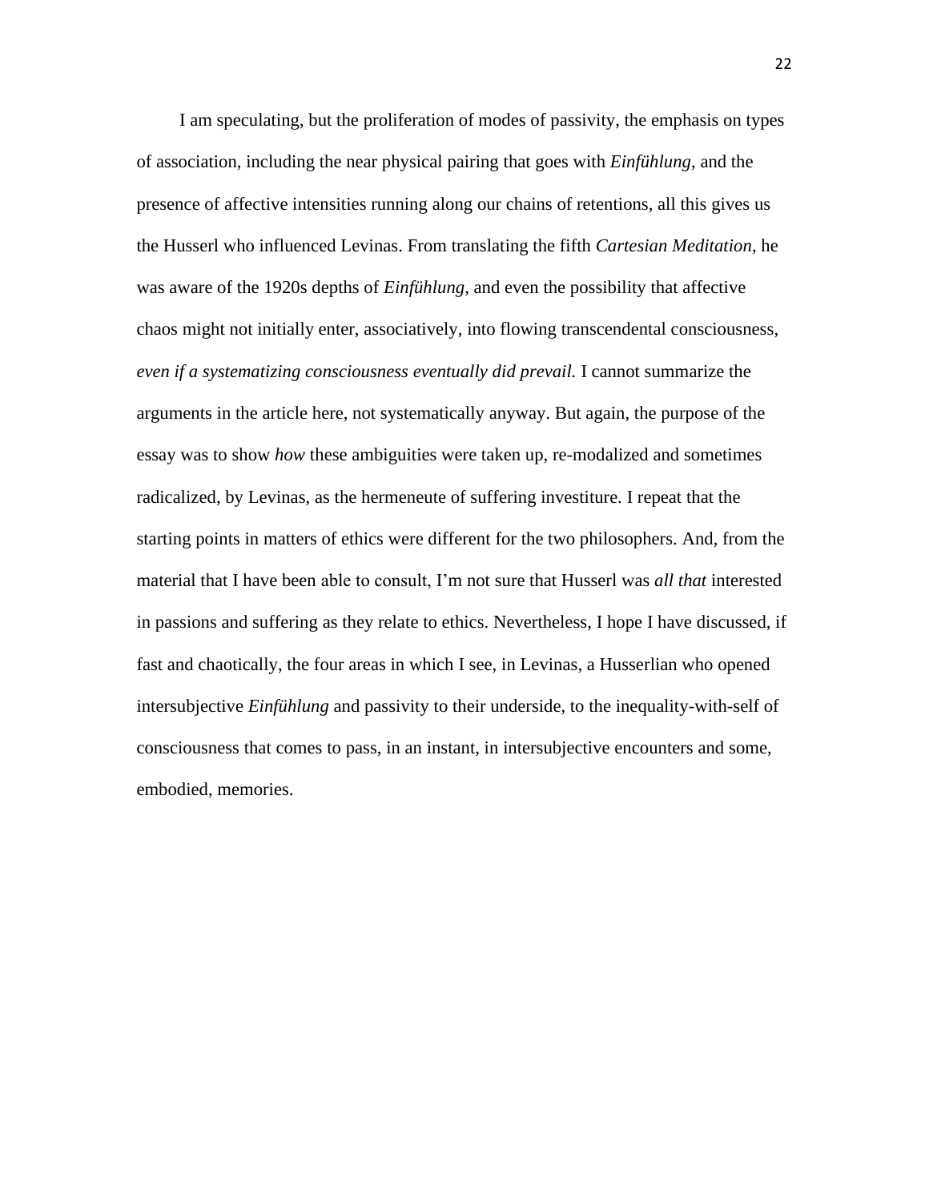I am speculating, but the proliferation of modes of passivity, the emphasis on types of association, including the near physical pairing that goes with *Einfühlung*, and the presence of affective intensities running along our chains of retentions, all this gives us the Husserl who influenced Levinas. From translating the fifth *Cartesian Meditation*, he was aware of the 1920s depths of *Einfühlung*, and even the possibility that affective chaos might not initially enter, associatively, into flowing transcendental consciousness, *even if a systematizing consciousness eventually did prevail.* I cannot summarize the arguments in the article here, not systematically anyway. But again, the purpose of the essay was to show *how* these ambiguities were taken up, re-modalized and sometimes radicalized, by Levinas, as the hermeneute of suffering investiture. I repeat that the starting points in matters of ethics were different for the two philosophers. And, from the material that I have been able to consult, I'm not sure that Husserl was *all that* interested in passions and suffering as they relate to ethics. Nevertheless, I hope I have discussed, if fast and chaotically, the four areas in which I see, in Levinas, a Husserlian who opened intersubjective *Einfühlung* and passivity to their underside, to the inequality-with-self of consciousness that comes to pass, in an instant, in intersubjective encounters and some, embodied, memories.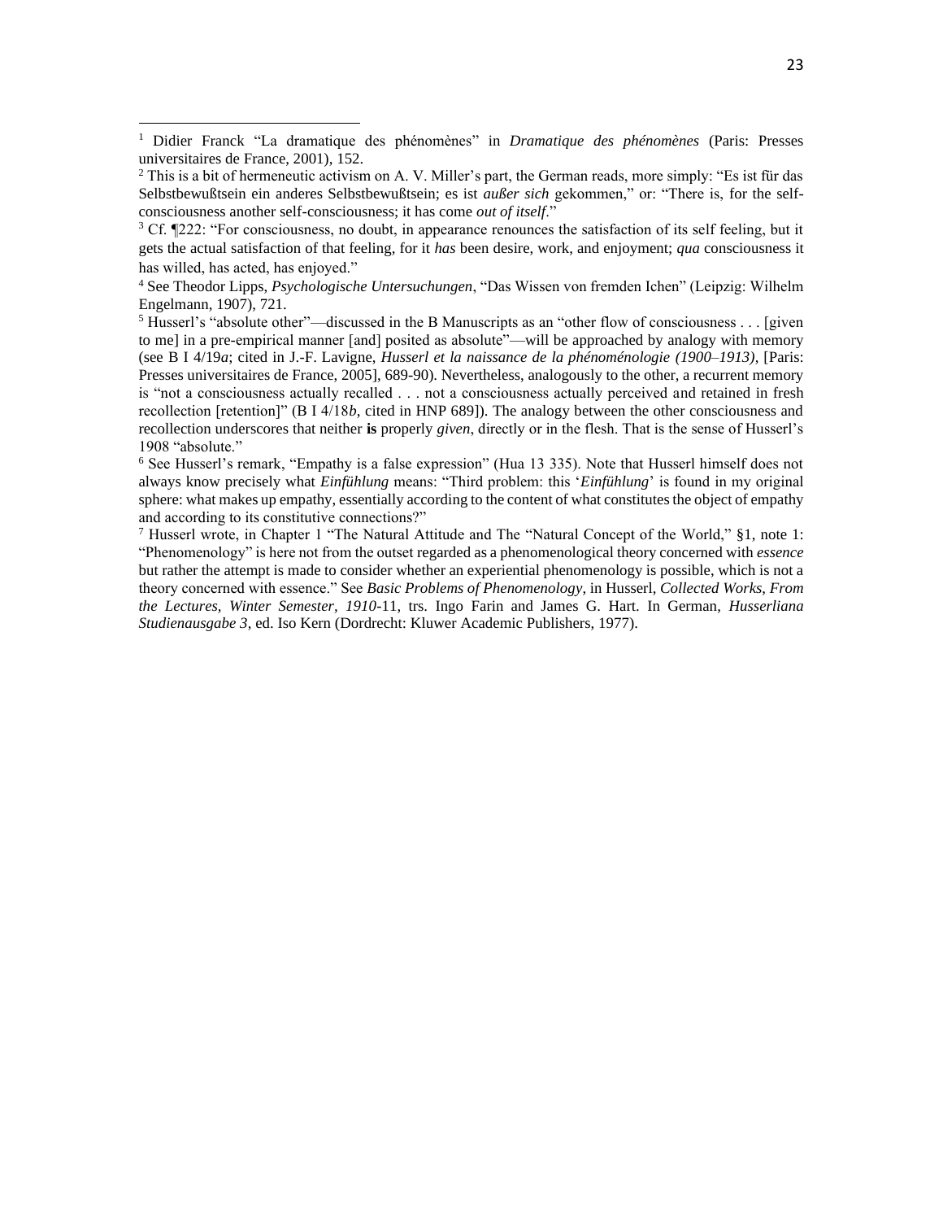[1] Didier Franck "La dramatique des phénomènes" in *Dramatique des phénomènes* (Paris: Presses universitaires de France, 2001), 152.

[2] This is a bit of hermeneutic activism on A. V. Miller's part, the German reads, more simply: "Es ist für das Selbstbewußtsein ein anderes Selbstbewußtsein; es ist *außer sich* gekommen," or: "There is, for the self-consciousness another self-consciousness; it has come *out of itself*."

[3] Cf. ¶222: "For consciousness, no doubt, in appearance renounces the satisfaction of its self feeling, but it gets the actual satisfaction of that feeling, for it *has* been desire, work, and enjoyment; *qua* consciousness it has willed, has acted, has enjoyed."

[4] See Theodor Lipps, *Psychologische Untersuchungen*, "Das Wissen von fremden Ichen" (Leipzig: Wilhelm Engelmann, 1907), 721.

[5] Husserl's "absolute other"—discussed in the B Manuscripts as an "other flow of consciousness . . . [given to me] in a pre-empirical manner [and] posited as absolute"—will be approached by analogy with memory (see B I 4/19*a*; cited in J.-F. Lavigne, *Husserl et la naissance de la phénoménologie (1900–1913)*, [Paris: Presses universitaires de France, 2005], 689-90). Nevertheless, analogously to the other, a recurrent memory is "not a consciousness actually recalled . . . not a consciousness actually perceived and retained in fresh recollection [retention]" (B I 4/18*b*, cited in HNP 689]). The analogy between the other consciousness and recollection underscores that neither **is** properly *given*, directly or in the flesh. That is the sense of Husserl's 1908 "absolute."

[6] See Husserl's remark, "Empathy is a false expression" (Hua 13 335). Note that Husserl himself does not always know precisely what *Einfühlung* means: "Third problem: this '*Einfühlung*' is found in my original sphere: what makes up empathy, essentially according to the content of what constitutes the object of empathy and according to its constitutive connections?"

[7] Husserl wrote, in Chapter 1 "The Natural Attitude and The "Natural Concept of the World," §1, note 1: "Phenomenology" is here not from the outset regarded as a phenomenological theory concerned with *essence* but rather the attempt is made to consider whether an experiential phenomenology is possible, which is not a theory concerned with essence." See *Basic Problems of Phenomenology*, in Husserl, *Collected Works, From the Lectures, Winter Semester, 1910*-11, trs. Ingo Farin and James G. Hart. In German, *Husserliana Studienausgabe 3*, ed. Iso Kern (Dordrecht: Kluwer Academic Publishers, 1977).